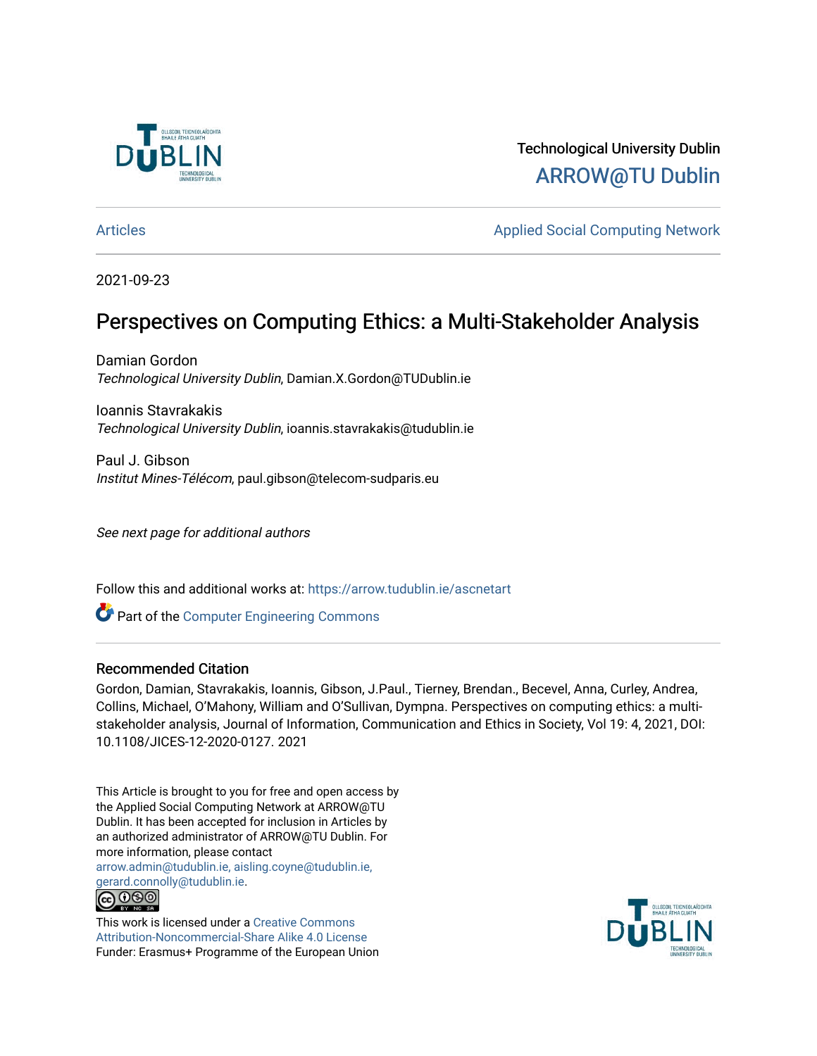Technological University Dublin

ARROW@TU Dublin

Articles | Applied Social Computing Network

2021-09-23

# Perspectives on Computing Ethics: a Multi-Stakeholder Analysis

Damian Gordon
*Technological University Dublin*, Damian.X.Gordon@TUDublin.ie

Ioannis Stavrakakis
*Technological University Dublin*, ioannis.stavrakakis@tudublin.ie

Paul J. Gibson
*Institut Mines-Télécom*, paul.gibson@telecom-sudparis.eu

*See next page for additional authors*

Follow this and additional works at: https://arrow.tudublin.ie/ascnetart

Part of the Computer Engineering Commons

## Recommended Citation

Gordon, Damian, Stavrakakis, Ioannis, Gibson, J.Paul., Tierney, Brendan., Becevel, Anna, Curley, Andrea, Collins, Michael, O'Mahony, William and O'Sullivan, Dympna. Perspectives on computing ethics: a multi-stakeholder analysis, Journal of Information, Communication and Ethics in Society, Vol 19: 4, 2021, DOI: 10.1108/JICES-12-2020-0127. 2021

This Article is brought to you for free and open access by the Applied Social Computing Network at ARROW@TU Dublin. It has been accepted for inclusion in Articles by an authorized administrator of ARROW@TU Dublin. For more information, please contact arrow.admin@tudublin.ie, aisling.coyne@tudublin.ie, gerard.connolly@tudublin.ie.

This work is licensed under a Creative Commons Attribution-Noncommercial-Share Alike 4.0 License
Funder: Erasmus+ Programme of the European Union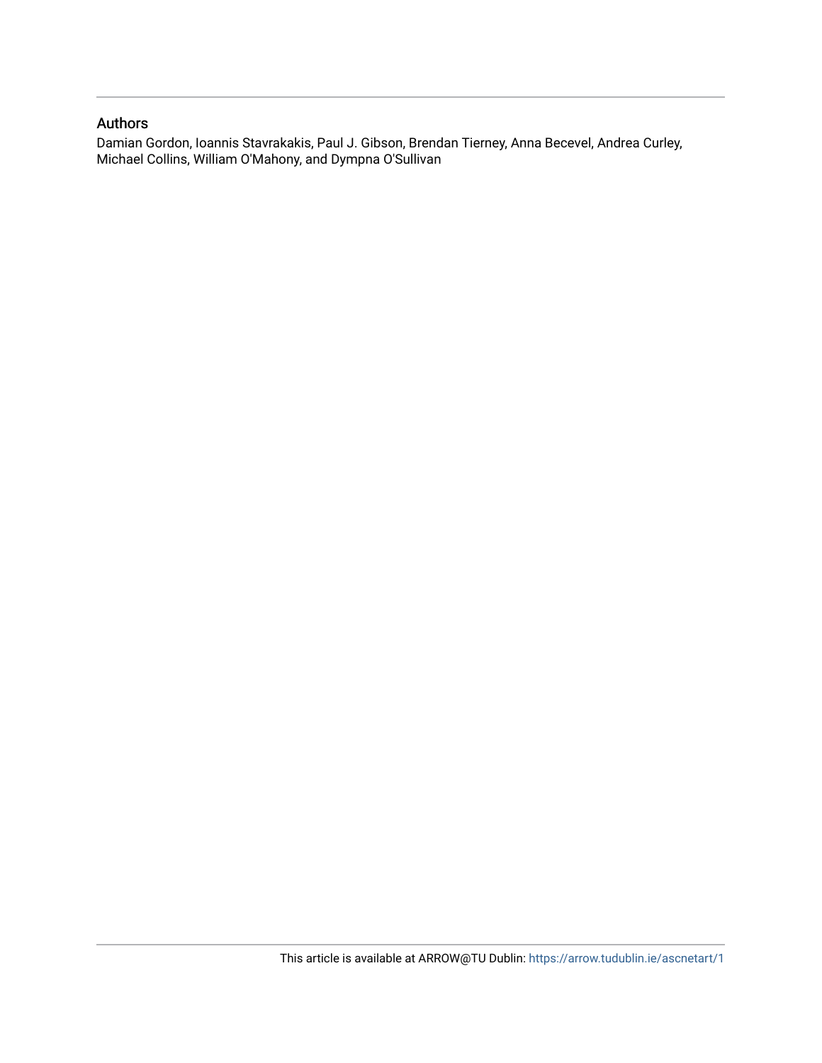## Authors

Damian Gordon, Ioannis Stavrakakis, Paul J. Gibson, Brendan Tierney, Anna Becevel, Andrea Curley, Michael Collins, William O'Mahony, and Dympna O'Sullivan

This article is available at ARROW@TU Dublin: https://arrow.tudublin.ie/ascnetart/1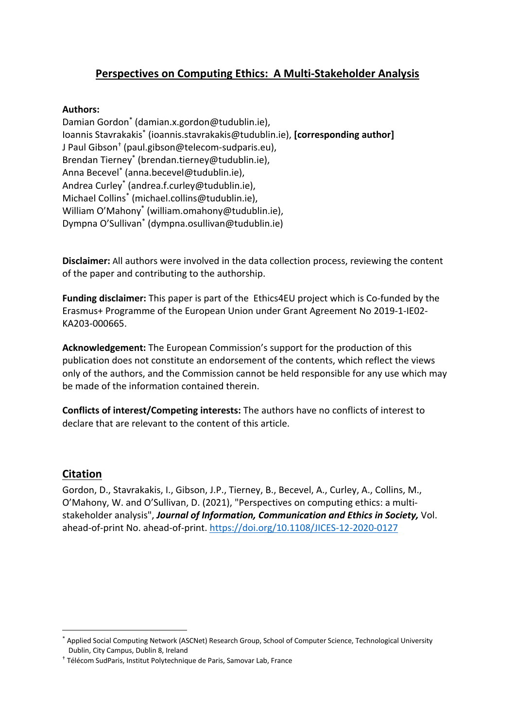## **Perspectives on Computing Ethics: A Multi-Stakeholder Analysis**

**Authors:**

Damian Gordon[*] (damian.x.gordon@tudublin.ie),
Ioannis Stavrakakis[*] (ioannis.stavrakakis@tudublin.ie), **[corresponding author]**
J Paul Gibson[†] (paul.gibson@telecom-sudparis.eu),
Brendan Tierney[*] (brendan.tierney@tudublin.ie),
Anna Becevel[*] (anna.becevel@tudublin.ie),
Andrea Curley[*] (andrea.f.curley@tudublin.ie),
Michael Collins[*] (michael.collins@tudublin.ie),
William O'Mahony[*] (william.omahony@tudublin.ie),
Dympna O'Sullivan[*] (dympna.osullivan@tudublin.ie)

**Disclaimer:** All authors were involved in the data collection process, reviewing the content of the paper and contributing to the authorship.

**Funding disclaimer:** This paper is part of the Ethics4EU project which is Co-funded by the Erasmus+ Programme of the European Union under Grant Agreement No 2019-1-IE02-KA203-000665.

**Acknowledgement:** The European Commission's support for the production of this publication does not constitute an endorsement of the contents, which reflect the views only of the authors, and the Commission cannot be held responsible for any use which may be made of the information contained therein.

**Conflicts of interest/Competing interests:** The authors have no conflicts of interest to declare that are relevant to the content of this article.

## Citation

Gordon, D., Stavrakakis, I., Gibson, J.P., Tierney, B., Becevel, A., Curley, A., Collins, M., O'Mahony, W. and O'Sullivan, D. (2021), "Perspectives on computing ethics: a multi-stakeholder analysis", ***Journal of Information, Communication and Ethics in Society,*** Vol. ahead-of-print No. ahead-of-print. https://doi.org/10.1108/JICES-12-2020-0127

---

[*] Applied Social Computing Network (ASCNet) Research Group, School of Computer Science, Technological University Dublin, City Campus, Dublin 8, Ireland

[†] Télécom SudParis, Institut Polytechnique de Paris, Samovar Lab, France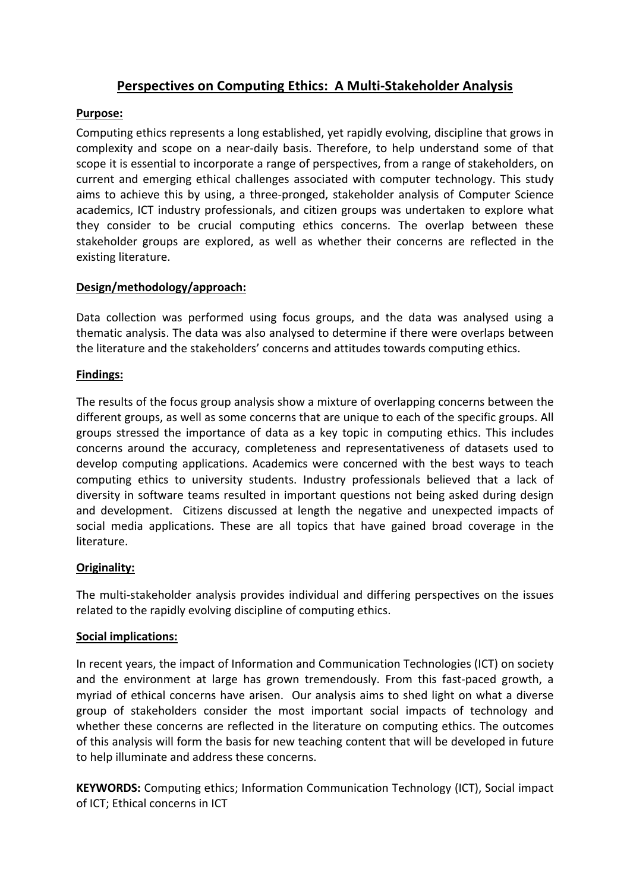# Perspectives on Computing Ethics: A Multi-Stakeholder Analysis

## Purpose:

Computing ethics represents a long established, yet rapidly evolving, discipline that grows in complexity and scope on a near-daily basis. Therefore, to help understand some of that scope it is essential to incorporate a range of perspectives, from a range of stakeholders, on current and emerging ethical challenges associated with computer technology. This study aims to achieve this by using, a three-pronged, stakeholder analysis of Computer Science academics, ICT industry professionals, and citizen groups was undertaken to explore what they consider to be crucial computing ethics concerns. The overlap between these stakeholder groups are explored, as well as whether their concerns are reflected in the existing literature.

## Design/methodology/approach:

Data collection was performed using focus groups, and the data was analysed using a thematic analysis. The data was also analysed to determine if there were overlaps between the literature and the stakeholders' concerns and attitudes towards computing ethics.

## Findings:

The results of the focus group analysis show a mixture of overlapping concerns between the different groups, as well as some concerns that are unique to each of the specific groups. All groups stressed the importance of data as a key topic in computing ethics. This includes concerns around the accuracy, completeness and representativeness of datasets used to develop computing applications. Academics were concerned with the best ways to teach computing ethics to university students. Industry professionals believed that a lack of diversity in software teams resulted in important questions not being asked during design and development. Citizens discussed at length the negative and unexpected impacts of social media applications. These are all topics that have gained broad coverage in the literature.

## Originality:

The multi-stakeholder analysis provides individual and differing perspectives on the issues related to the rapidly evolving discipline of computing ethics.

## Social implications:

In recent years, the impact of Information and Communication Technologies (ICT) on society and the environment at large has grown tremendously. From this fast-paced growth, a myriad of ethical concerns have arisen. Our analysis aims to shed light on what a diverse group of stakeholders consider the most important social impacts of technology and whether these concerns are reflected in the literature on computing ethics. The outcomes of this analysis will form the basis for new teaching content that will be developed in future to help illuminate and address these concerns.

**KEYWORDS:** Computing ethics; Information Communication Technology (ICT), Social impact of ICT; Ethical concerns in ICT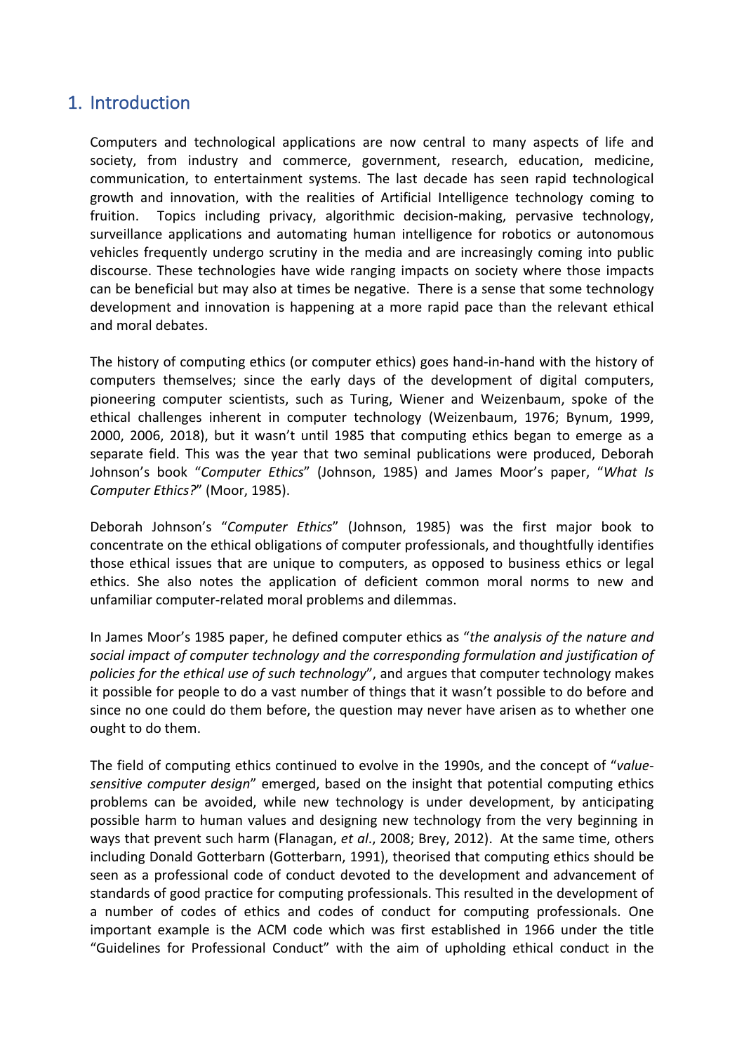## 1. Introduction

Computers and technological applications are now central to many aspects of life and society, from industry and commerce, government, research, education, medicine, communication, to entertainment systems. The last decade has seen rapid technological growth and innovation, with the realities of Artificial Intelligence technology coming to fruition. Topics including privacy, algorithmic decision-making, pervasive technology, surveillance applications and automating human intelligence for robotics or autonomous vehicles frequently undergo scrutiny in the media and are increasingly coming into public discourse. These technologies have wide ranging impacts on society where those impacts can be beneficial but may also at times be negative. There is a sense that some technology development and innovation is happening at a more rapid pace than the relevant ethical and moral debates.

The history of computing ethics (or computer ethics) goes hand-in-hand with the history of computers themselves; since the early days of the development of digital computers, pioneering computer scientists, such as Turing, Wiener and Weizenbaum, spoke of the ethical challenges inherent in computer technology (Weizenbaum, 1976; Bynum, 1999, 2000, 2006, 2018), but it wasn't until 1985 that computing ethics began to emerge as a separate field. This was the year that two seminal publications were produced, Deborah Johnson's book "*Computer Ethics*" (Johnson, 1985) and James Moor's paper, "*What Is Computer Ethics?*" (Moor, 1985).

Deborah Johnson's "*Computer Ethics*" (Johnson, 1985) was the first major book to concentrate on the ethical obligations of computer professionals, and thoughtfully identifies those ethical issues that are unique to computers, as opposed to business ethics or legal ethics. She also notes the application of deficient common moral norms to new and unfamiliar computer-related moral problems and dilemmas.

In James Moor's 1985 paper, he defined computer ethics as "*the analysis of the nature and social impact of computer technology and the corresponding formulation and justification of policies for the ethical use of such technology*", and argues that computer technology makes it possible for people to do a vast number of things that it wasn't possible to do before and since no one could do them before, the question may never have arisen as to whether one ought to do them.

The field of computing ethics continued to evolve in the 1990s, and the concept of "*value-sensitive computer design*" emerged, based on the insight that potential computing ethics problems can be avoided, while new technology is under development, by anticipating possible harm to human values and designing new technology from the very beginning in ways that prevent such harm (Flanagan, *et al*., 2008; Brey, 2012). At the same time, others including Donald Gotterbarn (Gotterbarn, 1991), theorised that computing ethics should be seen as a professional code of conduct devoted to the development and advancement of standards of good practice for computing professionals. This resulted in the development of a number of codes of ethics and codes of conduct for computing professionals. One important example is the ACM code which was first established in 1966 under the title "Guidelines for Professional Conduct" with the aim of upholding ethical conduct in the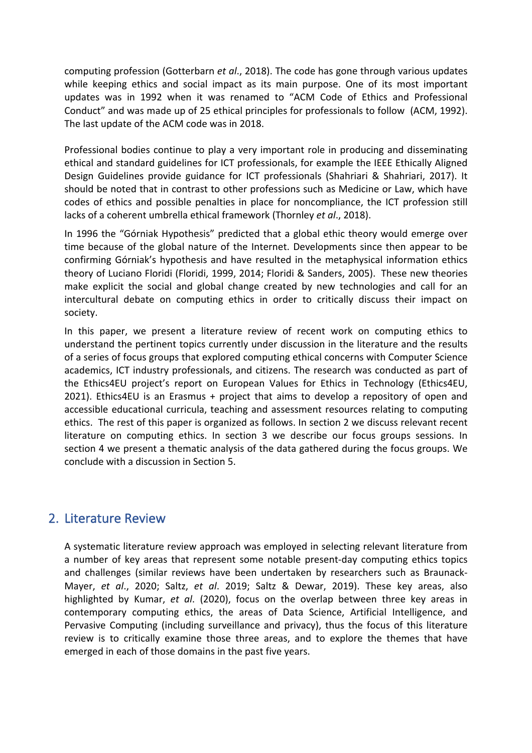computing profession (Gotterbarn *et al*., 2018). The code has gone through various updates while keeping ethics and social impact as its main purpose. One of its most important updates was in 1992 when it was renamed to "ACM Code of Ethics and Professional Conduct" and was made up of 25 ethical principles for professionals to follow (ACM, 1992). The last update of the ACM code was in 2018.

Professional bodies continue to play a very important role in producing and disseminating ethical and standard guidelines for ICT professionals, for example the IEEE Ethically Aligned Design Guidelines provide guidance for ICT professionals (Shahriari & Shahriari, 2017). It should be noted that in contrast to other professions such as Medicine or Law, which have codes of ethics and possible penalties in place for noncompliance, the ICT profession still lacks of a coherent umbrella ethical framework (Thornley *et al*., 2018).

In 1996 the "Górniak Hypothesis" predicted that a global ethic theory would emerge over time because of the global nature of the Internet. Developments since then appear to be confirming Górniak's hypothesis and have resulted in the metaphysical information ethics theory of Luciano Floridi (Floridi, 1999, 2014; Floridi & Sanders, 2005). These new theories make explicit the social and global change created by new technologies and call for an intercultural debate on computing ethics in order to critically discuss their impact on society.

In this paper, we present a literature review of recent work on computing ethics to understand the pertinent topics currently under discussion in the literature and the results of a series of focus groups that explored computing ethical concerns with Computer Science academics, ICT industry professionals, and citizens. The research was conducted as part of the Ethics4EU project's report on European Values for Ethics in Technology (Ethics4EU, 2021). Ethics4EU is an Erasmus + project that aims to develop a repository of open and accessible educational curricula, teaching and assessment resources relating to computing ethics. The rest of this paper is organized as follows. In section 2 we discuss relevant recent literature on computing ethics. In section 3 we describe our focus groups sessions. In section 4 we present a thematic analysis of the data gathered during the focus groups. We conclude with a discussion in Section 5.

## 2. Literature Review

A systematic literature review approach was employed in selecting relevant literature from a number of key areas that represent some notable present-day computing ethics topics and challenges (similar reviews have been undertaken by researchers such as Braunack-Mayer, *et al*., 2020; Saltz, *et al*. 2019; Saltz & Dewar, 2019). These key areas, also highlighted by Kumar, *et al*. (2020), focus on the overlap between three key areas in contemporary computing ethics, the areas of Data Science, Artificial Intelligence, and Pervasive Computing (including surveillance and privacy), thus the focus of this literature review is to critically examine those three areas, and to explore the themes that have emerged in each of those domains in the past five years.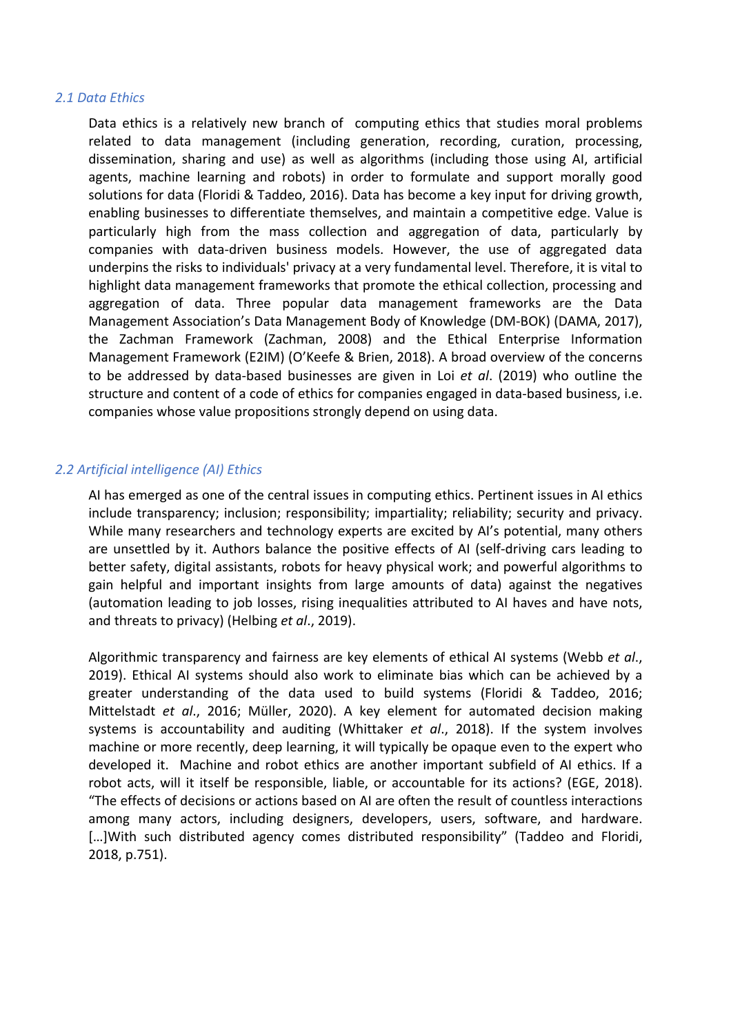### *2.1 Data Ethics*

Data ethics is a relatively new branch of computing ethics that studies moral problems related to data management (including generation, recording, curation, processing, dissemination, sharing and use) as well as algorithms (including those using AI, artificial agents, machine learning and robots) in order to formulate and support morally good solutions for data (Floridi & Taddeo, 2016). Data has become a key input for driving growth, enabling businesses to differentiate themselves, and maintain a competitive edge. Value is particularly high from the mass collection and aggregation of data, particularly by companies with data-driven business models. However, the use of aggregated data underpins the risks to individuals' privacy at a very fundamental level. Therefore, it is vital to highlight data management frameworks that promote the ethical collection, processing and aggregation of data. Three popular data management frameworks are the Data Management Association's Data Management Body of Knowledge (DM-BOK) (DAMA, 2017), the Zachman Framework (Zachman, 2008) and the Ethical Enterprise Information Management Framework (E2IM) (O'Keefe & Brien, 2018). A broad overview of the concerns to be addressed by data-based businesses are given in Loi *et al*. (2019) who outline the structure and content of a code of ethics for companies engaged in data-based business, i.e. companies whose value propositions strongly depend on using data.

### *2.2 Artificial intelligence (AI) Ethics*

AI has emerged as one of the central issues in computing ethics. Pertinent issues in AI ethics include transparency; inclusion; responsibility; impartiality; reliability; security and privacy. While many researchers and technology experts are excited by AI's potential, many others are unsettled by it. Authors balance the positive effects of AI (self-driving cars leading to better safety, digital assistants, robots for heavy physical work; and powerful algorithms to gain helpful and important insights from large amounts of data) against the negatives (automation leading to job losses, rising inequalities attributed to AI haves and have nots, and threats to privacy) (Helbing *et al*., 2019).

Algorithmic transparency and fairness are key elements of ethical AI systems (Webb *et al*., 2019). Ethical AI systems should also work to eliminate bias which can be achieved by a greater understanding of the data used to build systems (Floridi & Taddeo, 2016; Mittelstadt *et al*., 2016; Müller, 2020). A key element for automated decision making systems is accountability and auditing (Whittaker *et al*., 2018). If the system involves machine or more recently, deep learning, it will typically be opaque even to the expert who developed it. Machine and robot ethics are another important subfield of AI ethics. If a robot acts, will it itself be responsible, liable, or accountable for its actions? (EGE, 2018). "The effects of decisions or actions based on AI are often the result of countless interactions among many actors, including designers, developers, users, software, and hardware. […]With such distributed agency comes distributed responsibility" (Taddeo and Floridi, 2018, p.751).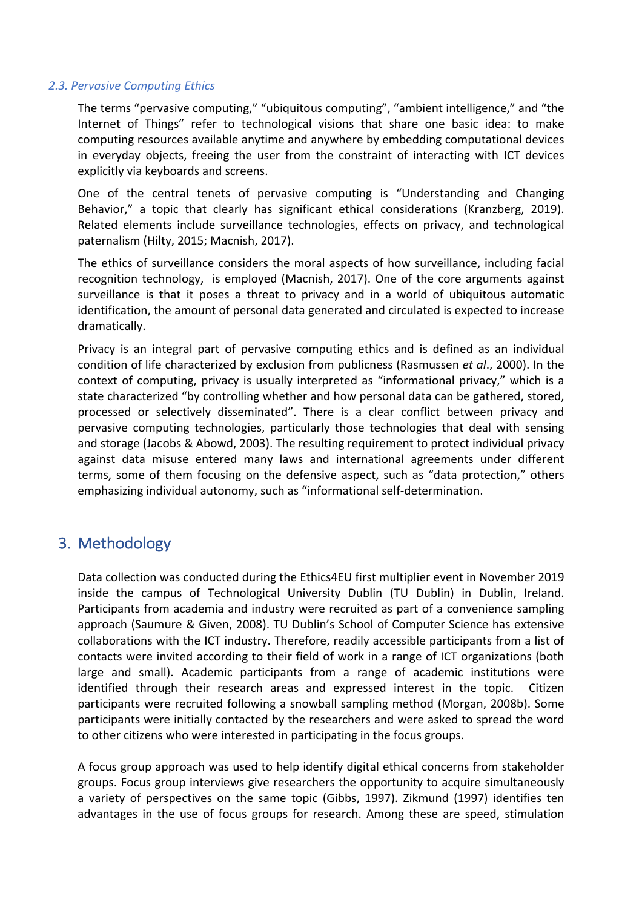### *2.3. Pervasive Computing Ethics*

The terms "pervasive computing," "ubiquitous computing", "ambient intelligence," and "the Internet of Things" refer to technological visions that share one basic idea: to make computing resources available anytime and anywhere by embedding computational devices in everyday objects, freeing the user from the constraint of interacting with ICT devices explicitly via keyboards and screens.

One of the central tenets of pervasive computing is "Understanding and Changing Behavior," a topic that clearly has significant ethical considerations (Kranzberg, 2019). Related elements include surveillance technologies, effects on privacy, and technological paternalism (Hilty, 2015; Macnish, 2017).

The ethics of surveillance considers the moral aspects of how surveillance, including facial recognition technology, is employed (Macnish, 2017). One of the core arguments against surveillance is that it poses a threat to privacy and in a world of ubiquitous automatic identification, the amount of personal data generated and circulated is expected to increase dramatically.

Privacy is an integral part of pervasive computing ethics and is defined as an individual condition of life characterized by exclusion from publicness (Rasmussen *et al*., 2000). In the context of computing, privacy is usually interpreted as "informational privacy," which is a state characterized "by controlling whether and how personal data can be gathered, stored, processed or selectively disseminated". There is a clear conflict between privacy and pervasive computing technologies, particularly those technologies that deal with sensing and storage (Jacobs & Abowd, 2003). The resulting requirement to protect individual privacy against data misuse entered many laws and international agreements under different terms, some of them focusing on the defensive aspect, such as "data protection," others emphasizing individual autonomy, such as "informational self-determination.

## 3. Methodology

Data collection was conducted during the Ethics4EU first multiplier event in November 2019 inside the campus of Technological University Dublin (TU Dublin) in Dublin, Ireland. Participants from academia and industry were recruited as part of a convenience sampling approach (Saumure & Given, 2008). TU Dublin's School of Computer Science has extensive collaborations with the ICT industry. Therefore, readily accessible participants from a list of contacts were invited according to their field of work in a range of ICT organizations (both large and small). Academic participants from a range of academic institutions were identified through their research areas and expressed interest in the topic. Citizen participants were recruited following a snowball sampling method (Morgan, 2008b). Some participants were initially contacted by the researchers and were asked to spread the word to other citizens who were interested in participating in the focus groups.

A focus group approach was used to help identify digital ethical concerns from stakeholder groups. Focus group interviews give researchers the opportunity to acquire simultaneously a variety of perspectives on the same topic (Gibbs, 1997). Zikmund (1997) identifies ten advantages in the use of focus groups for research. Among these are speed, stimulation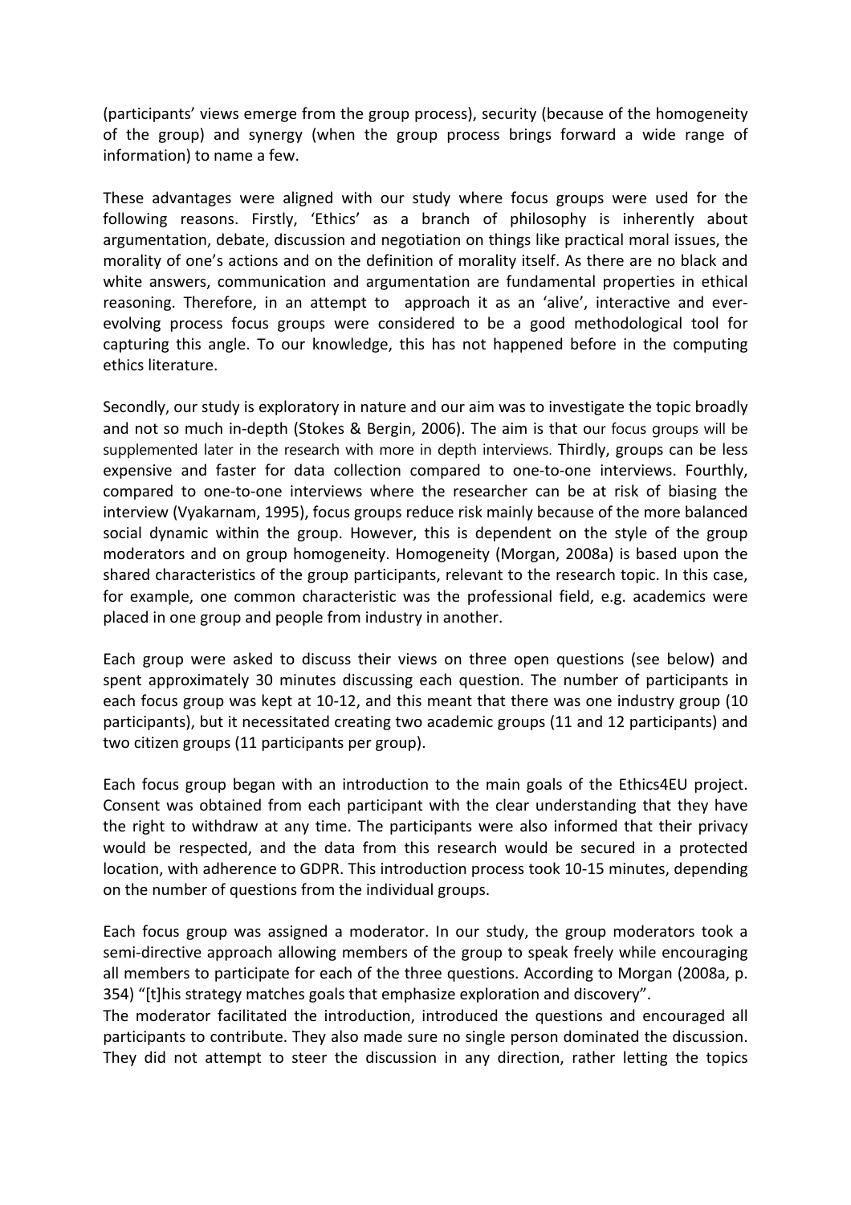(participants' views emerge from the group process), security (because of the homogeneity of the group) and synergy (when the group process brings forward a wide range of information) to name a few.

These advantages were aligned with our study where focus groups were used for the following reasons. Firstly, 'Ethics' as a branch of philosophy is inherently about argumentation, debate, discussion and negotiation on things like practical moral issues, the morality of one's actions and on the definition of morality itself. As there are no black and white answers, communication and argumentation are fundamental properties in ethical reasoning. Therefore, in an attempt to approach it as an 'alive', interactive and ever-evolving process focus groups were considered to be a good methodological tool for capturing this angle. To our knowledge, this has not happened before in the computing ethics literature.

Secondly, our study is exploratory in nature and our aim was to investigate the topic broadly and not so much in-depth (Stokes & Bergin, 2006). The aim is that our focus groups will be supplemented later in the research with more in depth interviews. Thirdly, groups can be less expensive and faster for data collection compared to one-to-one interviews. Fourthly, compared to one-to-one interviews where the researcher can be at risk of biasing the interview (Vyakarnam, 1995), focus groups reduce risk mainly because of the more balanced social dynamic within the group. However, this is dependent on the style of the group moderators and on group homogeneity. Homogeneity (Morgan, 2008a) is based upon the shared characteristics of the group participants, relevant to the research topic. In this case, for example, one common characteristic was the professional field, e.g. academics were placed in one group and people from industry in another.

Each group were asked to discuss their views on three open questions (see below) and spent approximately 30 minutes discussing each question. The number of participants in each focus group was kept at 10-12, and this meant that there was one industry group (10 participants), but it necessitated creating two academic groups (11 and 12 participants) and two citizen groups (11 participants per group).

Each focus group began with an introduction to the main goals of the Ethics4EU project. Consent was obtained from each participant with the clear understanding that they have the right to withdraw at any time. The participants were also informed that their privacy would be respected, and the data from this research would be secured in a protected location, with adherence to GDPR. This introduction process took 10-15 minutes, depending on the number of questions from the individual groups.

Each focus group was assigned a moderator. In our study, the group moderators took a semi-directive approach allowing members of the group to speak freely while encouraging all members to participate for each of the three questions. According to Morgan (2008a, p. 354) "[t]his strategy matches goals that emphasize exploration and discovery".
The moderator facilitated the introduction, introduced the questions and encouraged all participants to contribute. They also made sure no single person dominated the discussion. They did not attempt to steer the discussion in any direction, rather letting the topics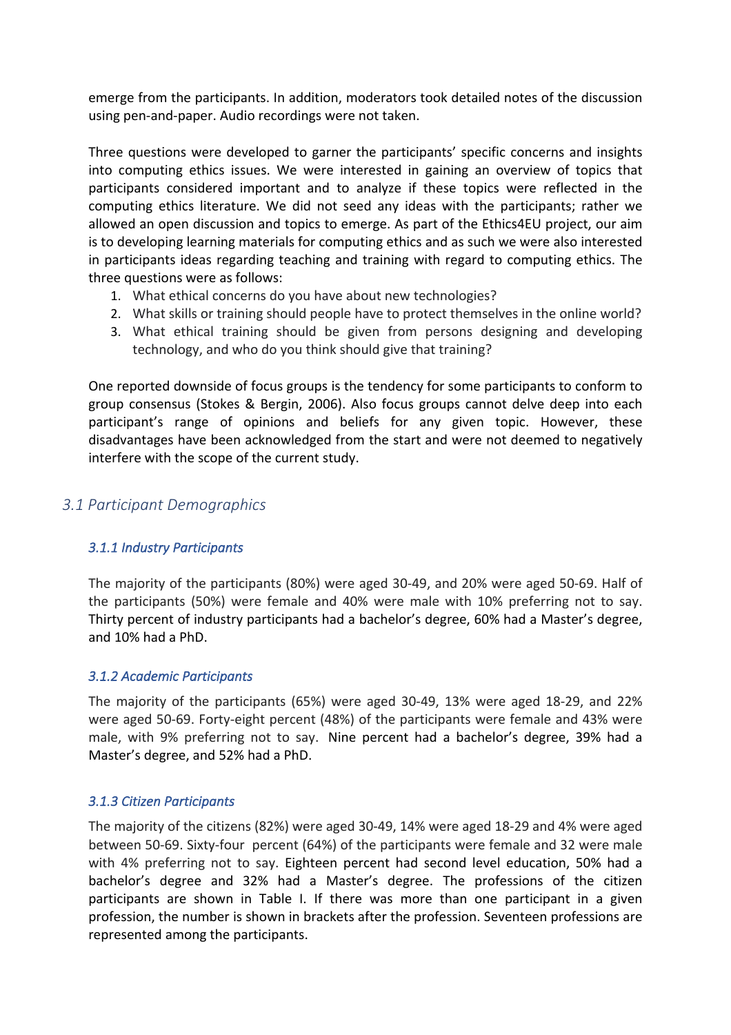emerge from the participants. In addition, moderators took detailed notes of the discussion using pen-and-paper. Audio recordings were not taken.

Three questions were developed to garner the participants' specific concerns and insights into computing ethics issues. We were interested in gaining an overview of topics that participants considered important and to analyze if these topics were reflected in the computing ethics literature. We did not seed any ideas with the participants; rather we allowed an open discussion and topics to emerge. As part of the Ethics4EU project, our aim is to developing learning materials for computing ethics and as such we were also interested in participants ideas regarding teaching and training with regard to computing ethics. The three questions were as follows:

1. What ethical concerns do you have about new technologies?
2. What skills or training should people have to protect themselves in the online world?
3. What ethical training should be given from persons designing and developing technology, and who do you think should give that training?

One reported downside of focus groups is the tendency for some participants to conform to group consensus (Stokes & Bergin, 2006). Also focus groups cannot delve deep into each participant's range of opinions and beliefs for any given topic. However, these disadvantages have been acknowledged from the start and were not deemed to negatively interfere with the scope of the current study.

## *3.1 Participant Demographics*

### *3.1.1 Industry Participants*

The majority of the participants (80%) were aged 30-49, and 20% were aged 50-69. Half of the participants (50%) were female and 40% were male with 10% preferring not to say. Thirty percent of industry participants had a bachelor's degree, 60% had a Master's degree, and 10% had a PhD.

### *3.1.2 Academic Participants*

The majority of the participants (65%) were aged 30-49, 13% were aged 18-29, and 22% were aged 50-69. Forty-eight percent (48%) of the participants were female and 43% were male, with 9% preferring not to say. Nine percent had a bachelor's degree, 39% had a Master's degree, and 52% had a PhD.

### *3.1.3 Citizen Participants*

The majority of the citizens (82%) were aged 30-49, 14% were aged 18-29 and 4% were aged between 50-69. Sixty-four percent (64%) of the participants were female and 32 were male with 4% preferring not to say. Eighteen percent had second level education, 50% had a bachelor's degree and 32% had a Master's degree. The professions of the citizen participants are shown in Table I. If there was more than one participant in a given profession, the number is shown in brackets after the profession. Seventeen professions are represented among the participants.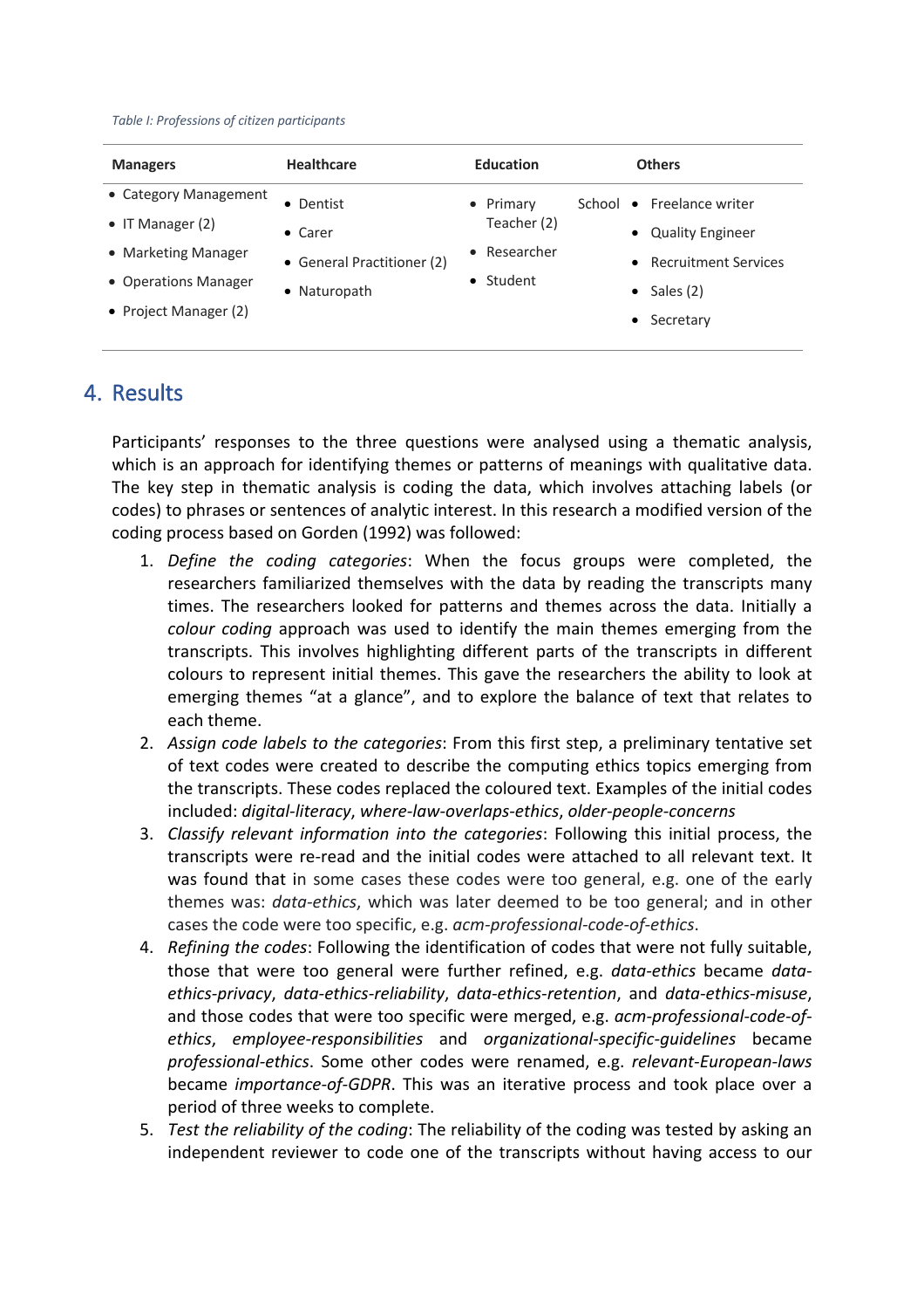*Table I: Professions of citizen participants*

| Managers | Healthcare | Education | Others |
|---|---|---|---|
| • Category Management<br>• IT Manager (2)<br>• Marketing Manager<br>• Operations Manager<br>• Project Manager (2) | • Dentist<br>• Carer<br>• General Practitioner (2)<br>• Naturopath | • Primary School Teacher (2)<br>• Researcher<br>• Student | • Freelance writer<br>• Quality Engineer<br>• Recruitment Services<br>• Sales (2)<br>• Secretary |

## 4. Results

Participants' responses to the three questions were analysed using a thematic analysis, which is an approach for identifying themes or patterns of meanings with qualitative data. The key step in thematic analysis is coding the data, which involves attaching labels (or codes) to phrases or sentences of analytic interest. In this research a modified version of the coding process based on Gorden (1992) was followed:

1. *Define the coding categories*: When the focus groups were completed, the researchers familiarized themselves with the data by reading the transcripts many times. The researchers looked for patterns and themes across the data. Initially a *colour coding* approach was used to identify the main themes emerging from the transcripts. This involves highlighting different parts of the transcripts in different colours to represent initial themes. This gave the researchers the ability to look at emerging themes "at a glance", and to explore the balance of text that relates to each theme.
2. *Assign code labels to the categories*: From this first step, a preliminary tentative set of text codes were created to describe the computing ethics topics emerging from the transcripts. These codes replaced the coloured text. Examples of the initial codes included: *digital-literacy*, *where-law-overlaps-ethics*, *older-people-concerns*
3. *Classify relevant information into the categories*: Following this initial process, the transcripts were re-read and the initial codes were attached to all relevant text. It was found that in some cases these codes were too general, e.g. one of the early themes was: *data-ethics*, which was later deemed to be too general; and in other cases the code were too specific, e.g. *acm-professional-code-of-ethics*.
4. *Refining the codes*: Following the identification of codes that were not fully suitable, those that were too general were further refined, e.g. *data-ethics* became *data-ethics-privacy*, *data-ethics-reliability*, *data-ethics-retention*, and *data-ethics-misuse*, and those codes that were too specific were merged, e.g. *acm-professional-code-of-ethics*, *employee-responsibilities* and *organizational-specific-guidelines* became *professional-ethics*. Some other codes were renamed, e.g. *relevant-European-laws* became *importance-of-GDPR*. This was an iterative process and took place over a period of three weeks to complete.
5. *Test the reliability of the coding*: The reliability of the coding was tested by asking an independent reviewer to code one of the transcripts without having access to our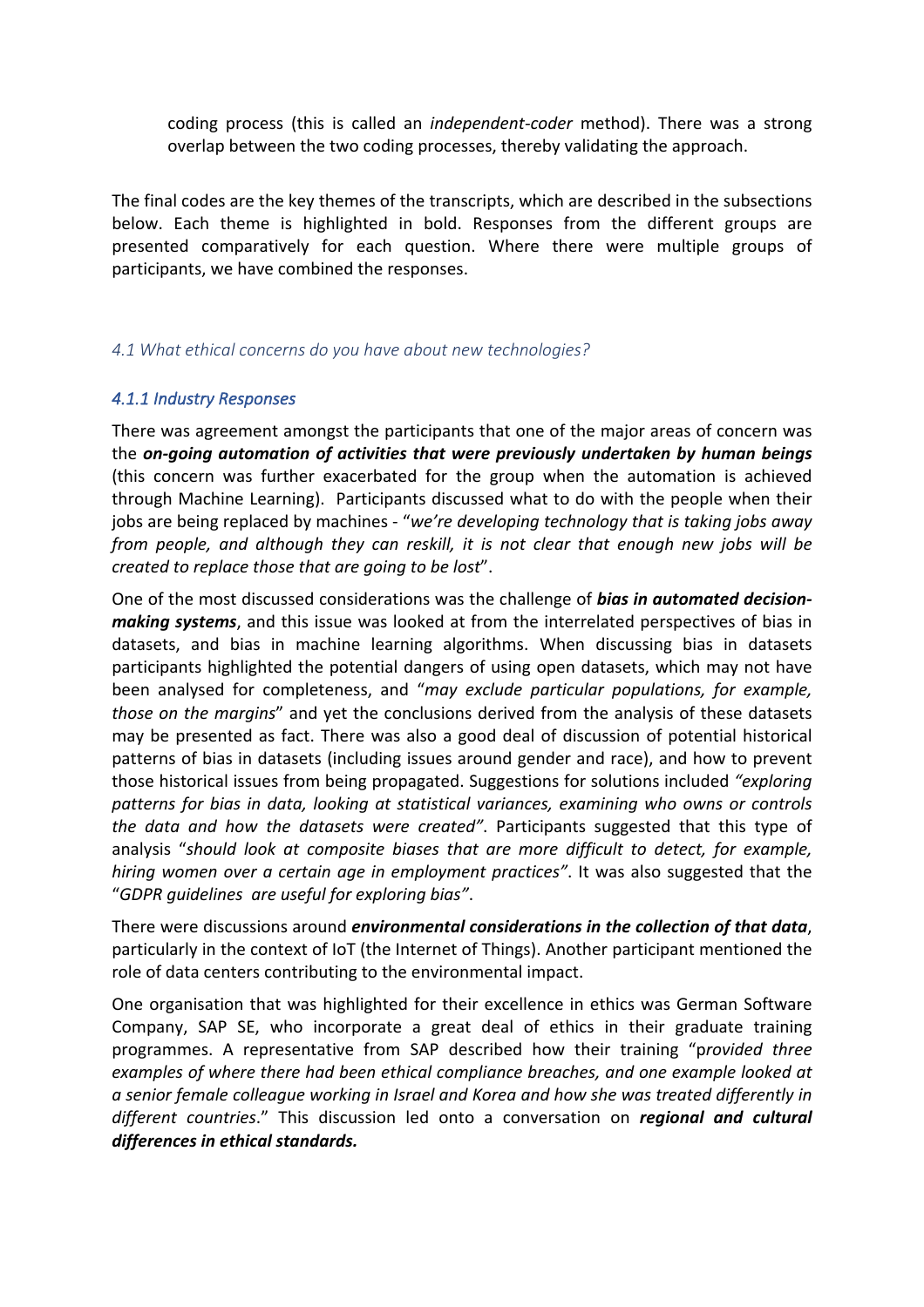coding process (this is called an *independent-coder* method). There was a strong overlap between the two coding processes, thereby validating the approach.

The final codes are the key themes of the transcripts, which are described in the subsections below. Each theme is highlighted in bold. Responses from the different groups are presented comparatively for each question. Where there were multiple groups of participants, we have combined the responses.

### *4.1 What ethical concerns do you have about new technologies?*

#### *4.1.1 Industry Responses*

There was agreement amongst the participants that one of the major areas of concern was the ***on-going automation of activities that were previously undertaken by human beings*** (this concern was further exacerbated for the group when the automation is achieved through Machine Learning). Participants discussed what to do with the people when their jobs are being replaced by machines - "*we're developing technology that is taking jobs away from people, and although they can reskill, it is not clear that enough new jobs will be created to replace those that are going to be lost*".

One of the most discussed considerations was the challenge of ***bias in automated decision-making systems***, and this issue was looked at from the interrelated perspectives of bias in datasets, and bias in machine learning algorithms. When discussing bias in datasets participants highlighted the potential dangers of using open datasets, which may not have been analysed for completeness, and "*may exclude particular populations, for example, those on the margins*" and yet the conclusions derived from the analysis of these datasets may be presented as fact. There was also a good deal of discussion of potential historical patterns of bias in datasets (including issues around gender and race), and how to prevent those historical issues from being propagated. Suggestions for solutions included *"exploring patterns for bias in data, looking at statistical variances, examining who owns or controls the data and how the datasets were created"*. Participants suggested that this type of analysis "*should look at composite biases that are more difficult to detect, for example, hiring women over a certain age in employment practices"*. It was also suggested that the "*GDPR guidelines are useful for exploring bias"*.

There were discussions around ***environmental considerations in the collection of that data***, particularly in the context of IoT (the Internet of Things). Another participant mentioned the role of data centers contributing to the environmental impact.

One organisation that was highlighted for their excellence in ethics was German Software Company, SAP SE, who incorporate a great deal of ethics in their graduate training programmes. A representative from SAP described how their training "p*rovided three examples of where there had been ethical compliance breaches, and one example looked at a senior female colleague working in Israel and Korea and how she was treated differently in different countries*." This discussion led onto a conversation on ***regional and cultural differences in ethical standards.***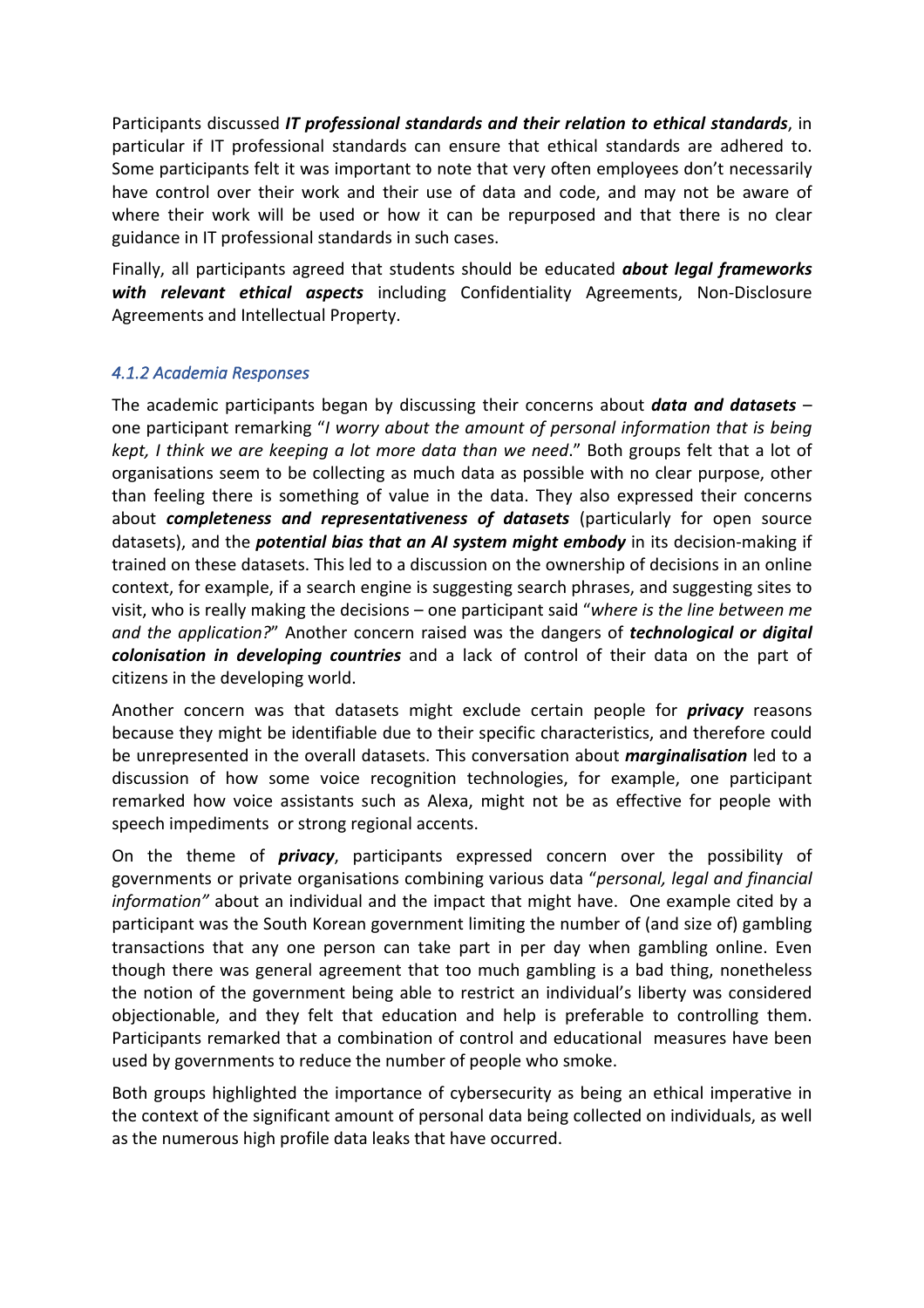Participants discussed ***IT professional standards and their relation to ethical standards***, in particular if IT professional standards can ensure that ethical standards are adhered to. Some participants felt it was important to note that very often employees don't necessarily have control over their work and their use of data and code, and may not be aware of where their work will be used or how it can be repurposed and that there is no clear guidance in IT professional standards in such cases.

Finally, all participants agreed that students should be educated ***about legal frameworks with relevant ethical aspects*** including Confidentiality Agreements, Non-Disclosure Agreements and Intellectual Property.

#### *4.1.2 Academia Responses*

The academic participants began by discussing their concerns about ***data and datasets*** – one participant remarking "*I worry about the amount of personal information that is being kept, I think we are keeping a lot more data than we need*." Both groups felt that a lot of organisations seem to be collecting as much data as possible with no clear purpose, other than feeling there is something of value in the data. They also expressed their concerns about ***completeness and representativeness of datasets*** (particularly for open source datasets), and the ***potential bias that an AI system might embody*** in its decision-making if trained on these datasets. This led to a discussion on the ownership of decisions in an online context, for example, if a search engine is suggesting search phrases, and suggesting sites to visit, who is really making the decisions – one participant said "*where is the line between me and the application?*" Another concern raised was the dangers of ***technological or digital colonisation in developing countries*** and a lack of control of their data on the part of citizens in the developing world.

Another concern was that datasets might exclude certain people for ***privacy*** reasons because they might be identifiable due to their specific characteristics, and therefore could be unrepresented in the overall datasets. This conversation about ***marginalisation*** led to a discussion of how some voice recognition technologies, for example, one participant remarked how voice assistants such as Alexa, might not be as effective for people with speech impediments or strong regional accents.

On the theme of ***privacy***, participants expressed concern over the possibility of governments or private organisations combining various data "*personal, legal and financial information"* about an individual and the impact that might have. One example cited by a participant was the South Korean government limiting the number of (and size of) gambling transactions that any one person can take part in per day when gambling online. Even though there was general agreement that too much gambling is a bad thing, nonetheless the notion of the government being able to restrict an individual's liberty was considered objectionable, and they felt that education and help is preferable to controlling them. Participants remarked that a combination of control and educational measures have been used by governments to reduce the number of people who smoke.

Both groups highlighted the importance of cybersecurity as being an ethical imperative in the context of the significant amount of personal data being collected on individuals, as well as the numerous high profile data leaks that have occurred.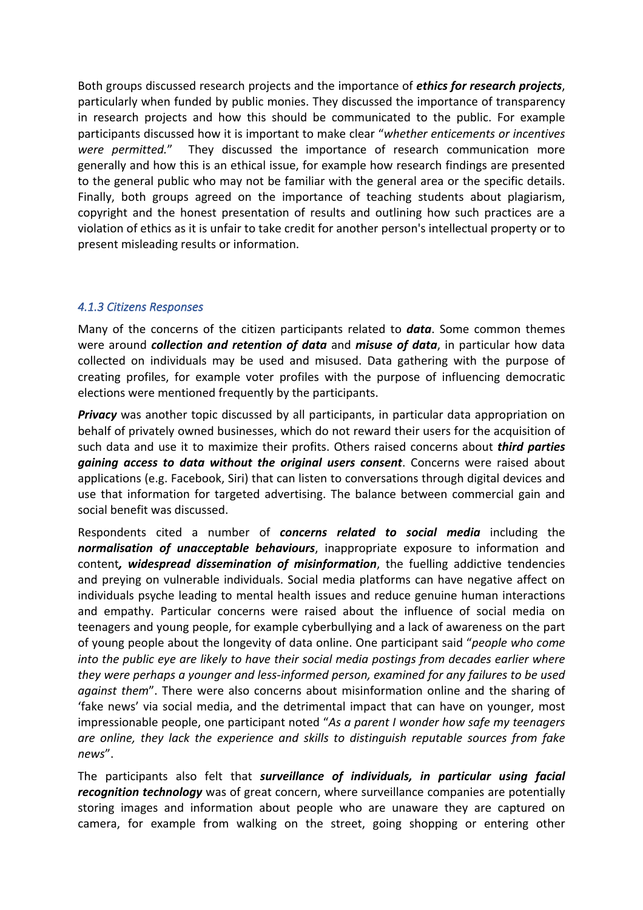Both groups discussed research projects and the importance of ***ethics for research projects***, particularly when funded by public monies. They discussed the importance of transparency in research projects and how this should be communicated to the public. For example participants discussed how it is important to make clear "*whether enticements or incentives were permitted.*" They discussed the importance of research communication more generally and how this is an ethical issue, for example how research findings are presented to the general public who may not be familiar with the general area or the specific details. Finally, both groups agreed on the importance of teaching students about plagiarism, copyright and the honest presentation of results and outlining how such practices are a violation of ethics as it is unfair to take credit for another person's intellectual property or to present misleading results or information.

#### *4.1.3 Citizens Responses*

Many of the concerns of the citizen participants related to ***data***. Some common themes were around ***collection and retention of data*** and ***misuse of data***, in particular how data collected on individuals may be used and misused. Data gathering with the purpose of creating profiles, for example voter profiles with the purpose of influencing democratic elections were mentioned frequently by the participants.

***Privacy*** was another topic discussed by all participants, in particular data appropriation on behalf of privately owned businesses, which do not reward their users for the acquisition of such data and use it to maximize their profits. Others raised concerns about ***third parties gaining access to data without the original users consent***. Concerns were raised about applications (e.g. Facebook, Siri) that can listen to conversations through digital devices and use that information for targeted advertising. The balance between commercial gain and social benefit was discussed.

Respondents cited a number of ***concerns related to social media*** including the ***normalisation of unacceptable behaviours***, inappropriate exposure to information and content***, widespread dissemination of misinformation***, the fuelling addictive tendencies and preying on vulnerable individuals. Social media platforms can have negative affect on individuals psyche leading to mental health issues and reduce genuine human interactions and empathy. Particular concerns were raised about the influence of social media on teenagers and young people, for example cyberbullying and a lack of awareness on the part of young people about the longevity of data online. One participant said "*people who come into the public eye are likely to have their social media postings from decades earlier where they were perhaps a younger and less-informed person, examined for any failures to be used against them*". There were also concerns about misinformation online and the sharing of 'fake news' via social media, and the detrimental impact that can have on younger, most impressionable people, one participant noted "*As a parent I wonder how safe my teenagers are online, they lack the experience and skills to distinguish reputable sources from fake news*".

The participants also felt that ***surveillance of individuals, in particular using facial recognition technology*** was of great concern, where surveillance companies are potentially storing images and information about people who are unaware they are captured on camera, for example from walking on the street, going shopping or entering other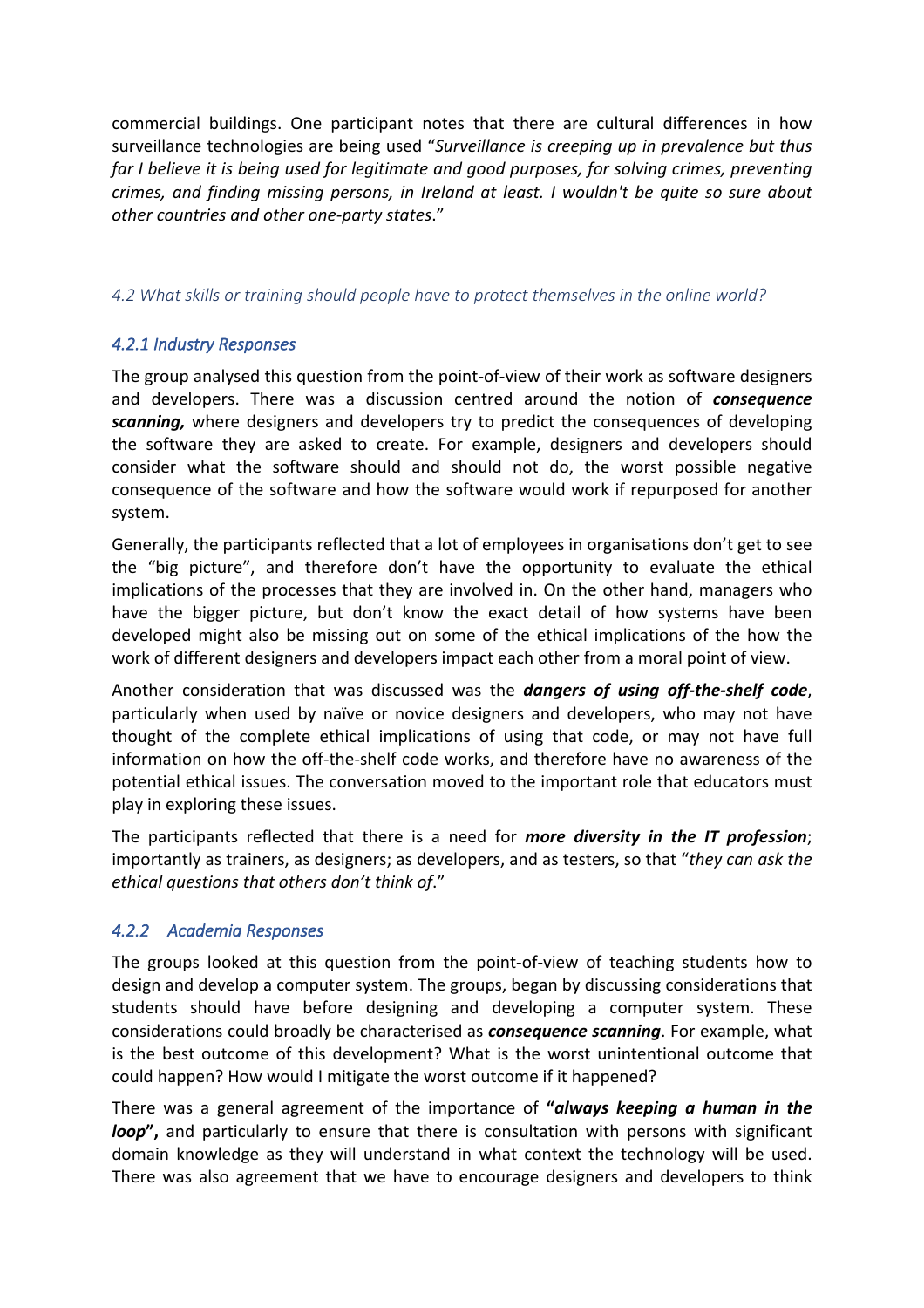commercial buildings. One participant notes that there are cultural differences in how surveillance technologies are being used "*Surveillance is creeping up in prevalence but thus far I believe it is being used for legitimate and good purposes, for solving crimes, preventing crimes, and finding missing persons, in Ireland at least. I wouldn't be quite so sure about other countries and other one-party states*."

### *4.2 What skills or training should people have to protect themselves in the online world?*

#### *4.2.1 Industry Responses*

The group analysed this question from the point-of-view of their work as software designers and developers. There was a discussion centred around the notion of ***consequence scanning,*** where designers and developers try to predict the consequences of developing the software they are asked to create. For example, designers and developers should consider what the software should and should not do, the worst possible negative consequence of the software and how the software would work if repurposed for another system.

Generally, the participants reflected that a lot of employees in organisations don't get to see the "big picture", and therefore don't have the opportunity to evaluate the ethical implications of the processes that they are involved in. On the other hand, managers who have the bigger picture, but don't know the exact detail of how systems have been developed might also be missing out on some of the ethical implications of the how the work of different designers and developers impact each other from a moral point of view.

Another consideration that was discussed was the ***dangers of using off-the-shelf code***, particularly when used by naïve or novice designers and developers, who may not have thought of the complete ethical implications of using that code, or may not have full information on how the off-the-shelf code works, and therefore have no awareness of the potential ethical issues. The conversation moved to the important role that educators must play in exploring these issues.

The participants reflected that there is a need for ***more diversity in the IT profession***; importantly as trainers, as designers; as developers, and as testers, so that "*they can ask the ethical questions that others don't think of*."

#### *4.2.2 Academia Responses*

The groups looked at this question from the point-of-view of teaching students how to design and develop a computer system. The groups, began by discussing considerations that students should have before designing and developing a computer system. These considerations could broadly be characterised as ***consequence scanning***. For example, what is the best outcome of this development? What is the worst unintentional outcome that could happen? How would I mitigate the worst outcome if it happened?

There was a general agreement of the importance of **"*always keeping a human in the loop*",** and particularly to ensure that there is consultation with persons with significant domain knowledge as they will understand in what context the technology will be used. There was also agreement that we have to encourage designers and developers to think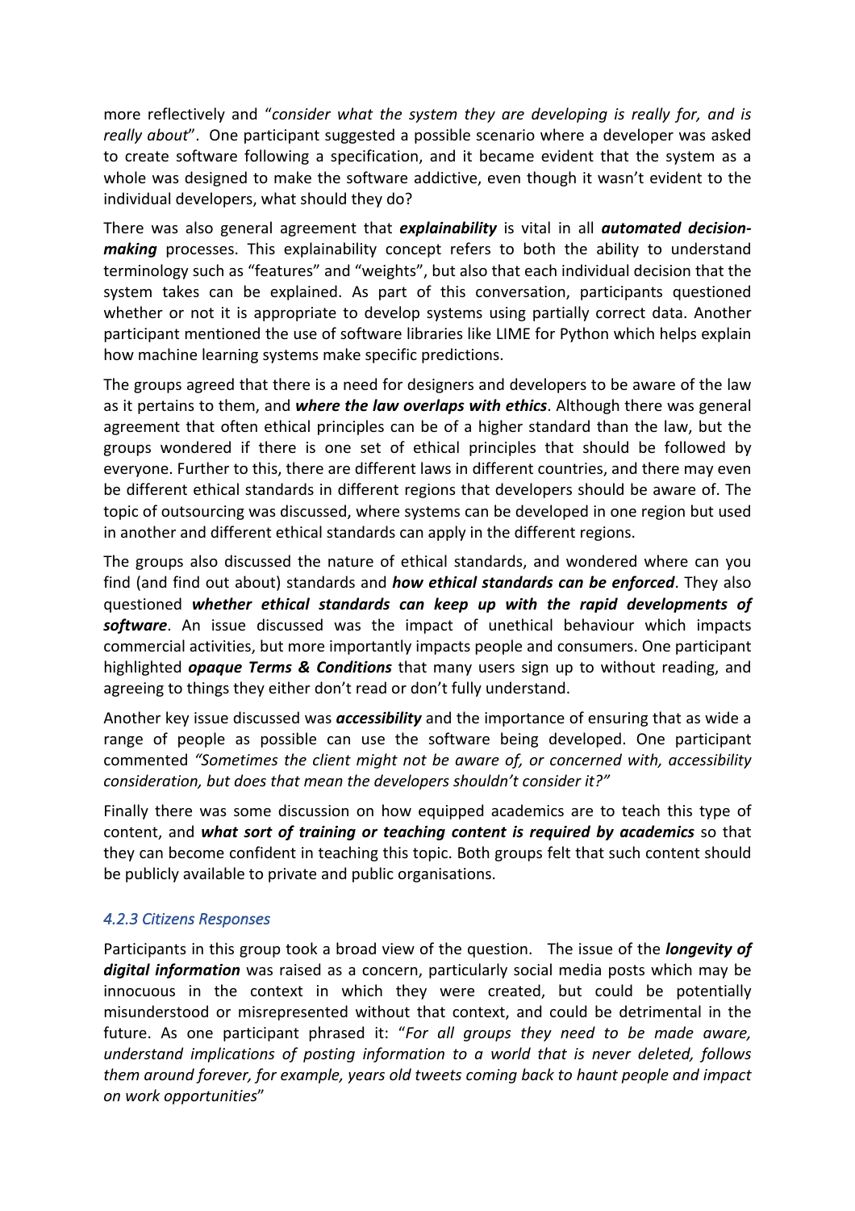more reflectively and "*consider what the system they are developing is really for, and is really about*". One participant suggested a possible scenario where a developer was asked to create software following a specification, and it became evident that the system as a whole was designed to make the software addictive, even though it wasn't evident to the individual developers, what should they do?

There was also general agreement that ***explainability*** is vital in all ***automated decision-making*** processes. This explainability concept refers to both the ability to understand terminology such as "features" and "weights", but also that each individual decision that the system takes can be explained. As part of this conversation, participants questioned whether or not it is appropriate to develop systems using partially correct data. Another participant mentioned the use of software libraries like LIME for Python which helps explain how machine learning systems make specific predictions.

The groups agreed that there is a need for designers and developers to be aware of the law as it pertains to them, and ***where the law overlaps with ethics***. Although there was general agreement that often ethical principles can be of a higher standard than the law, but the groups wondered if there is one set of ethical principles that should be followed by everyone. Further to this, there are different laws in different countries, and there may even be different ethical standards in different regions that developers should be aware of. The topic of outsourcing was discussed, where systems can be developed in one region but used in another and different ethical standards can apply in the different regions.

The groups also discussed the nature of ethical standards, and wondered where can you find (and find out about) standards and ***how ethical standards can be enforced***. They also questioned ***whether ethical standards can keep up with the rapid developments of software***. An issue discussed was the impact of unethical behaviour which impacts commercial activities, but more importantly impacts people and consumers. One participant highlighted ***opaque Terms & Conditions*** that many users sign up to without reading, and agreeing to things they either don't read or don't fully understand.

Another key issue discussed was ***accessibility*** and the importance of ensuring that as wide a range of people as possible can use the software being developed. One participant commented *"Sometimes the client might not be aware of, or concerned with, accessibility consideration, but does that mean the developers shouldn't consider it?"*

Finally there was some discussion on how equipped academics are to teach this type of content, and ***what sort of training or teaching content is required by academics*** so that they can become confident in teaching this topic. Both groups felt that such content should be publicly available to private and public organisations.

#### *4.2.3 Citizens Responses*

Participants in this group took a broad view of the question. The issue of the ***longevity of digital information*** was raised as a concern, particularly social media posts which may be innocuous in the context in which they were created, but could be potentially misunderstood or misrepresented without that context, and could be detrimental in the future. As one participant phrased it: "*For all groups they need to be made aware, understand implications of posting information to a world that is never deleted, follows them around forever, for example, years old tweets coming back to haunt people and impact on work opportunities*"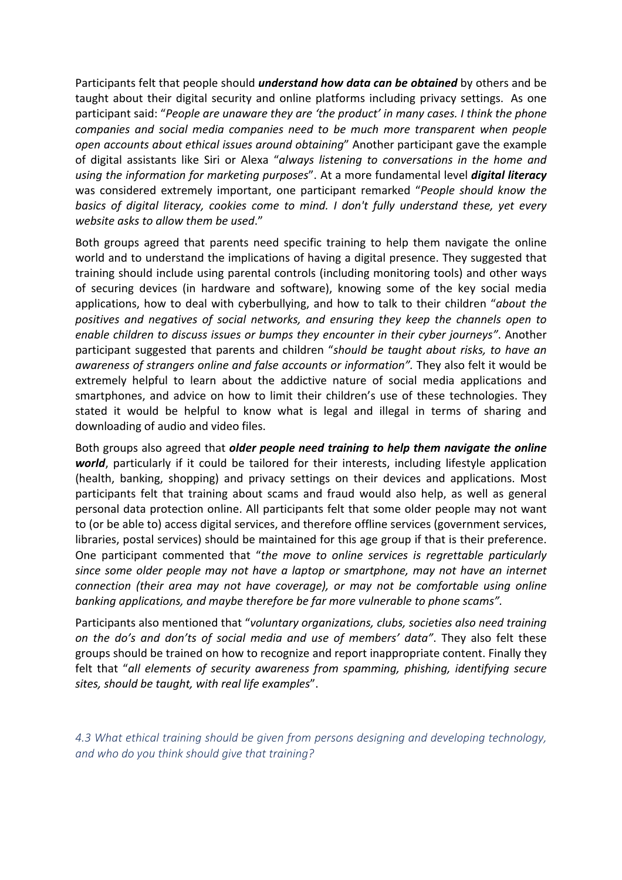Participants felt that people should ***understand how data can be obtained*** by others and be taught about their digital security and online platforms including privacy settings. As one participant said: "*People are unaware they are 'the product' in many cases. I think the phone companies and social media companies need to be much more transparent when people open accounts about ethical issues around obtaining*" Another participant gave the example of digital assistants like Siri or Alexa "*always listening to conversations in the home and using the information for marketing purposes*". At a more fundamental level ***digital literacy*** was considered extremely important, one participant remarked "*People should know the basics of digital literacy, cookies come to mind. I don't fully understand these, yet every website asks to allow them be used*."

Both groups agreed that parents need specific training to help them navigate the online world and to understand the implications of having a digital presence. They suggested that training should include using parental controls (including monitoring tools) and other ways of securing devices (in hardware and software), knowing some of the key social media applications, how to deal with cyberbullying, and how to talk to their children "*about the positives and negatives of social networks, and ensuring they keep the channels open to enable children to discuss issues or bumps they encounter in their cyber journeys"*. Another participant suggested that parents and children "*should be taught about risks, to have an awareness of strangers online and false accounts or information".* They also felt it would be extremely helpful to learn about the addictive nature of social media applications and smartphones, and advice on how to limit their children's use of these technologies. They stated it would be helpful to know what is legal and illegal in terms of sharing and downloading of audio and video files.

Both groups also agreed that ***older people need training to help them navigate the online world***, particularly if it could be tailored for their interests, including lifestyle application (health, banking, shopping) and privacy settings on their devices and applications. Most participants felt that training about scams and fraud would also help, as well as general personal data protection online. All participants felt that some older people may not want to (or be able to) access digital services, and therefore offline services (government services, libraries, postal services) should be maintained for this age group if that is their preference. One participant commented that "*the move to online services is regrettable particularly since some older people may not have a laptop or smartphone, may not have an internet connection (their area may not have coverage), or may not be comfortable using online banking applications, and maybe therefore be far more vulnerable to phone scams".*

Participants also mentioned that "*voluntary organizations, clubs, societies also need training on the do's and don'ts of social media and use of members' data"*. They also felt these groups should be trained on how to recognize and report inappropriate content. Finally they felt that "*all elements of security awareness from spamming, phishing, identifying secure sites, should be taught, with real life examples*".

### *4.3 What ethical training should be given from persons designing and developing technology, and who do you think should give that training?*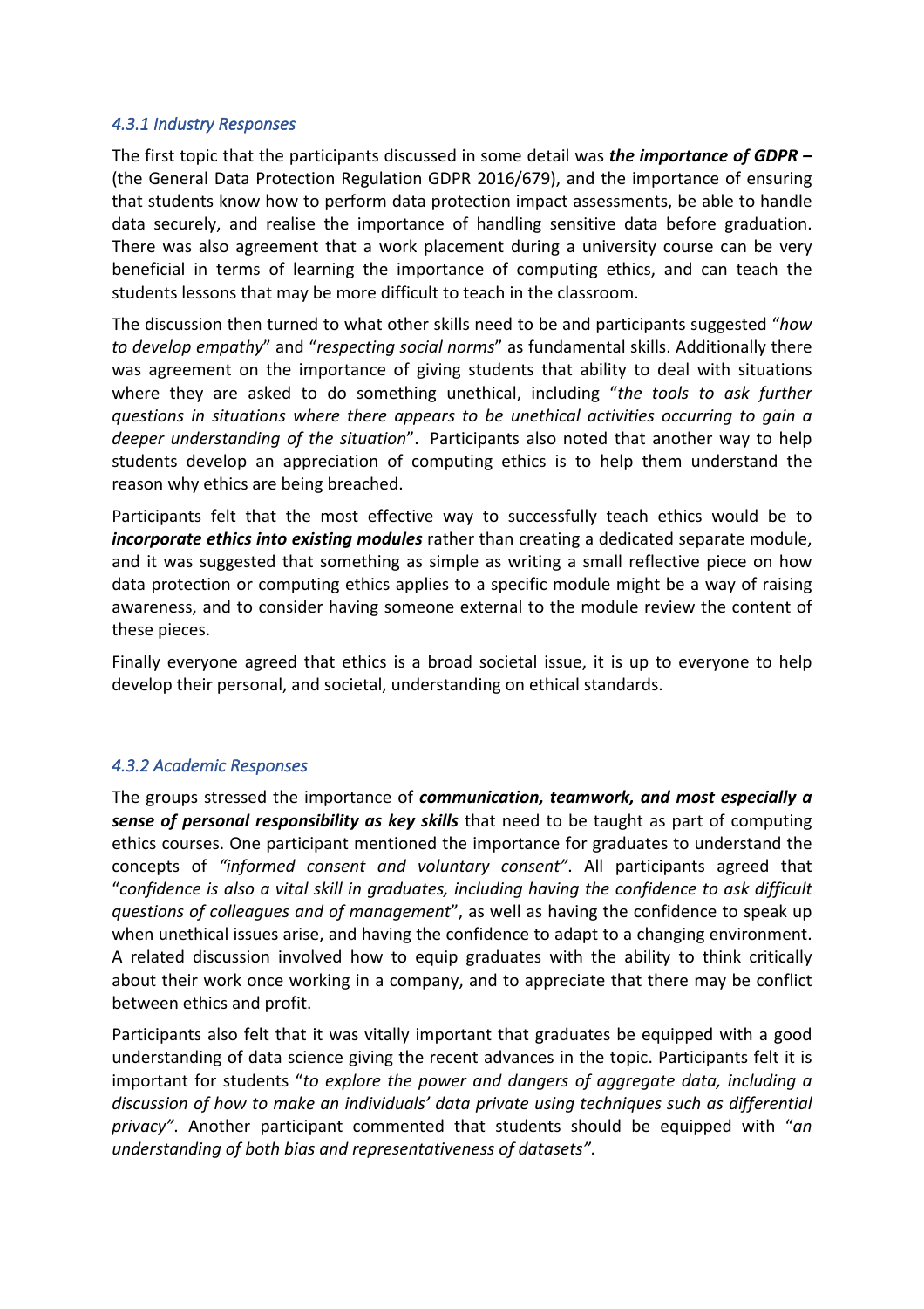#### *4.3.1 Industry Responses*

The first topic that the participants discussed in some detail was ***the importance of GDPR –*** (the General Data Protection Regulation GDPR 2016/679), and the importance of ensuring that students know how to perform data protection impact assessments, be able to handle data securely, and realise the importance of handling sensitive data before graduation. There was also agreement that a work placement during a university course can be very beneficial in terms of learning the importance of computing ethics, and can teach the students lessons that may be more difficult to teach in the classroom.

The discussion then turned to what other skills need to be and participants suggested "*how to develop empathy*" and "*respecting social norms*" as fundamental skills. Additionally there was agreement on the importance of giving students that ability to deal with situations where they are asked to do something unethical, including "*the tools to ask further questions in situations where there appears to be unethical activities occurring to gain a deeper understanding of the situation*". Participants also noted that another way to help students develop an appreciation of computing ethics is to help them understand the reason why ethics are being breached.

Participants felt that the most effective way to successfully teach ethics would be to ***incorporate ethics into existing modules*** rather than creating a dedicated separate module, and it was suggested that something as simple as writing a small reflective piece on how data protection or computing ethics applies to a specific module might be a way of raising awareness, and to consider having someone external to the module review the content of these pieces.

Finally everyone agreed that ethics is a broad societal issue, it is up to everyone to help develop their personal, and societal, understanding on ethical standards.

#### *4.3.2 Academic Responses*

The groups stressed the importance of ***communication, teamwork, and most especially a sense of personal responsibility as key skills*** that need to be taught as part of computing ethics courses. One participant mentioned the importance for graduates to understand the concepts of *"informed consent and voluntary consent"*. All participants agreed that "*confidence is also a vital skill in graduates, including having the confidence to ask difficult questions of colleagues and of management*", as well as having the confidence to speak up when unethical issues arise, and having the confidence to adapt to a changing environment. A related discussion involved how to equip graduates with the ability to think critically about their work once working in a company, and to appreciate that there may be conflict between ethics and profit.

Participants also felt that it was vitally important that graduates be equipped with a good understanding of data science giving the recent advances in the topic. Participants felt it is important for students "*to explore the power and dangers of aggregate data, including a discussion of how to make an individuals' data private using techniques such as differential privacy"*. Another participant commented that students should be equipped with "*an understanding of both bias and representativeness of datasets"*.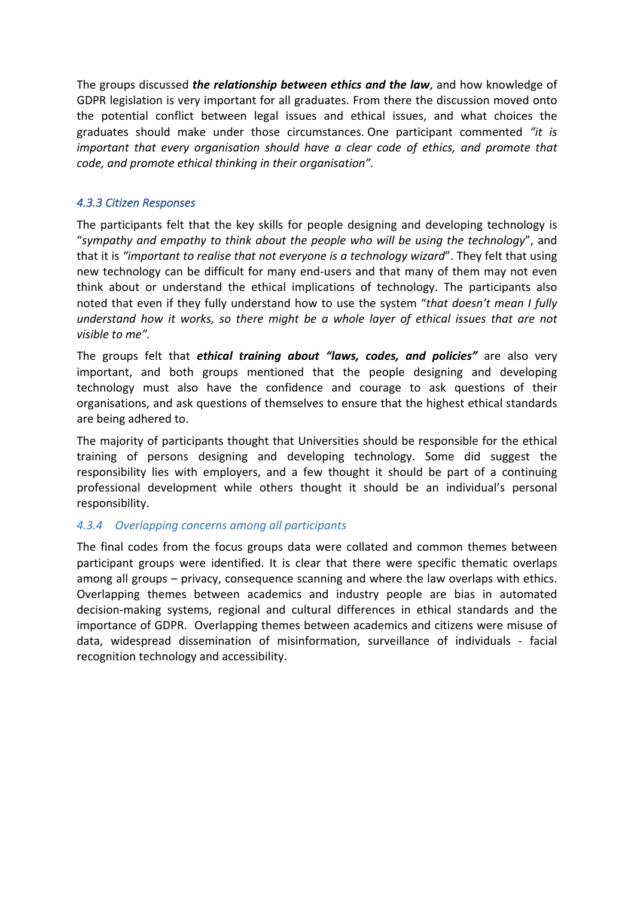The groups discussed ***the relationship between ethics and the law***, and how knowledge of GDPR legislation is very important for all graduates. From there the discussion moved onto the potential conflict between legal issues and ethical issues, and what choices the graduates should make under those circumstances. One participant commented *"it is important that every organisation should have a clear code of ethics, and promote that code, and promote ethical thinking in their organisation"*.

### 4.3.3 Citizen Responses

The participants felt that the key skills for people designing and developing technology is "*sympathy and empathy to think about the people who will be using the technology*", and that it is *"important to realise that not everyone is a technology wizard*". They felt that using new technology can be difficult for many end-users and that many of them may not even think about or understand the ethical implications of technology. The participants also noted that even if they fully understand how to use the system "*that doesn't mean I fully understand how it works, so there might be a whole layer of ethical issues that are not visible to me".*

The groups felt that ***ethical training about "laws, codes, and policies"*** are also very important, and both groups mentioned that the people designing and developing technology must also have the confidence and courage to ask questions of their organisations, and ask questions of themselves to ensure that the highest ethical standards are being adhered to.

The majority of participants thought that Universities should be responsible for the ethical training of persons designing and developing technology. Some did suggest the responsibility lies with employers, and a few thought it should be part of a continuing professional development while others thought it should be an individual's personal responsibility.

### 4.3.4 Overlapping concerns among all participants

The final codes from the focus groups data were collated and common themes between participant groups were identified. It is clear that there were specific thematic overlaps among all groups – privacy, consequence scanning and where the law overlaps with ethics. Overlapping themes between academics and industry people are bias in automated decision-making systems, regional and cultural differences in ethical standards and the importance of GDPR. Overlapping themes between academics and citizens were misuse of data, widespread dissemination of misinformation, surveillance of individuals - facial recognition technology and accessibility.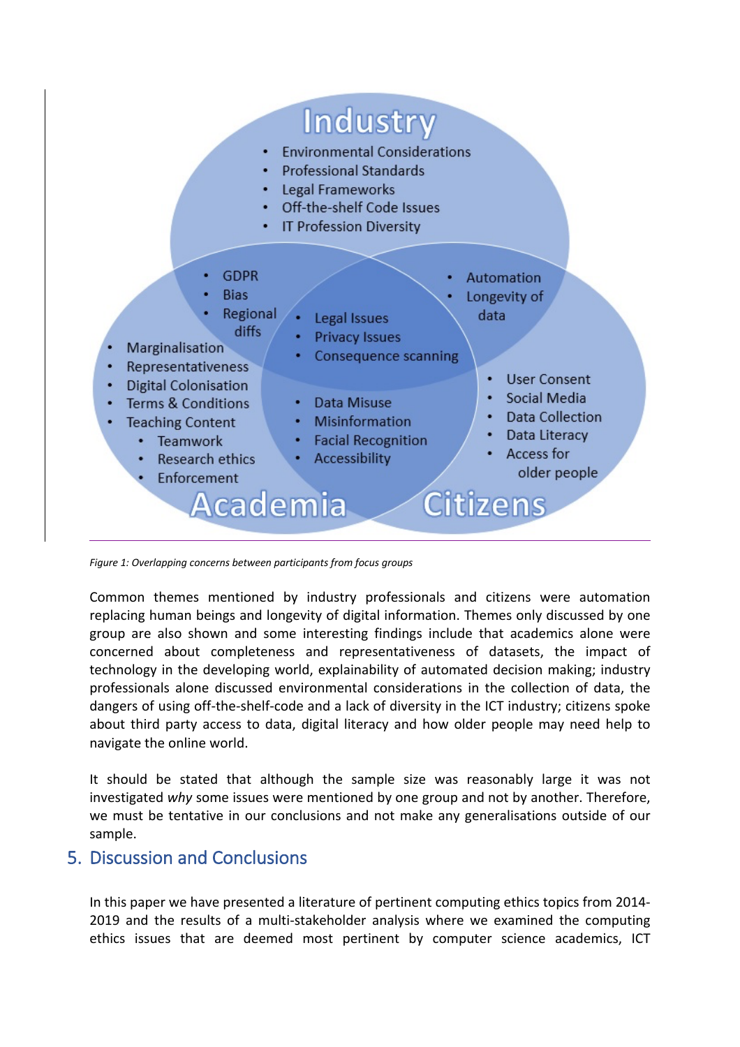**Industry**

- Environmental Considerations
- Professional Standards
- Legal Frameworks
- Off-the-shelf Code Issues
- IT Profession Diversity

**Industry & Academia**

- GDPR
- Bias
- Regional diffs

**Industry & Citizens**

- Automation
- Longevity of data

**Industry, Academia & Citizens**

- Legal Issues
- Privacy Issues
- Consequence scanning

**Academia**

- Marginalisation
- Representativeness
- Digital Colonisation
- Terms & Conditions
- Teaching Content
  - Teamwork
  - Research ethics
  - Enforcement

**Academia & Citizens**

- Data Misuse
- Misinformation
- Facial Recognition
- Accessibility

**Citizens**

- User Consent
- Social Media
- Data Collection
- Data Literacy
- Access for older people

*Figure 1: Overlapping concerns between participants from focus groups*

Common themes mentioned by industry professionals and citizens were automation replacing human beings and longevity of digital information. Themes only discussed by one group are also shown and some interesting findings include that academics alone were concerned about completeness and representativeness of datasets, the impact of technology in the developing world, explainability of automated decision making; industry professionals alone discussed environmental considerations in the collection of data, the dangers of using off-the-shelf-code and a lack of diversity in the ICT industry; citizens spoke about third party access to data, digital literacy and how older people may need help to navigate the online world.

It should be stated that although the sample size was reasonably large it was not investigated *why* some issues were mentioned by one group and not by another. Therefore, we must be tentative in our conclusions and not make any generalisations outside of our sample.

## 5. Discussion and Conclusions

In this paper we have presented a literature of pertinent computing ethics topics from 2014-2019 and the results of a multi-stakeholder analysis where we examined the computing ethics issues that are deemed most pertinent by computer science academics, ICT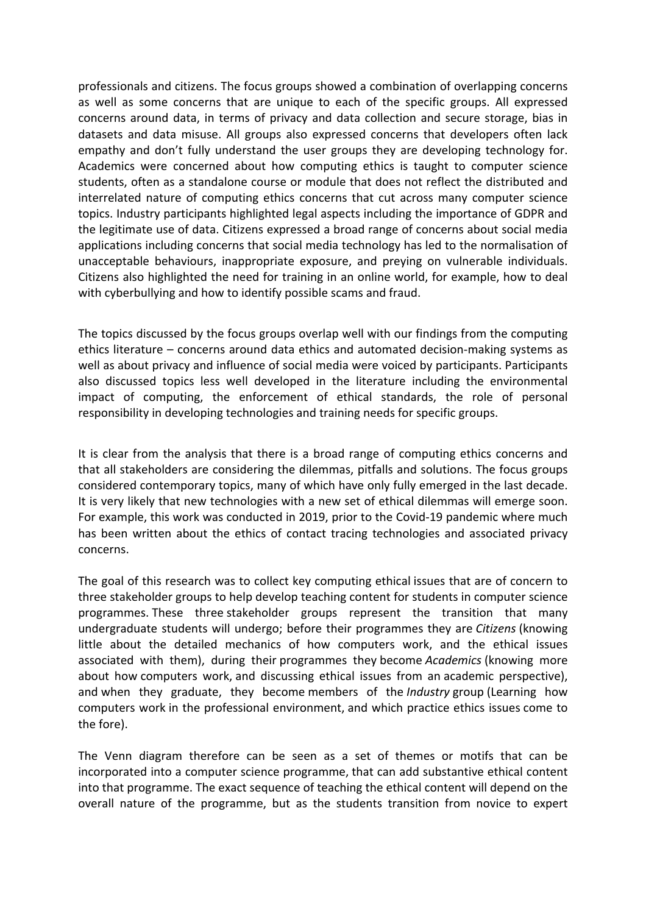professionals and citizens. The focus groups showed a combination of overlapping concerns as well as some concerns that are unique to each of the specific groups. All expressed concerns around data, in terms of privacy and data collection and secure storage, bias in datasets and data misuse. All groups also expressed concerns that developers often lack empathy and don't fully understand the user groups they are developing technology for. Academics were concerned about how computing ethics is taught to computer science students, often as a standalone course or module that does not reflect the distributed and interrelated nature of computing ethics concerns that cut across many computer science topics. Industry participants highlighted legal aspects including the importance of GDPR and the legitimate use of data. Citizens expressed a broad range of concerns about social media applications including concerns that social media technology has led to the normalisation of unacceptable behaviours, inappropriate exposure, and preying on vulnerable individuals. Citizens also highlighted the need for training in an online world, for example, how to deal with cyberbullying and how to identify possible scams and fraud.

The topics discussed by the focus groups overlap well with our findings from the computing ethics literature – concerns around data ethics and automated decision-making systems as well as about privacy and influence of social media were voiced by participants. Participants also discussed topics less well developed in the literature including the environmental impact of computing, the enforcement of ethical standards, the role of personal responsibility in developing technologies and training needs for specific groups.

It is clear from the analysis that there is a broad range of computing ethics concerns and that all stakeholders are considering the dilemmas, pitfalls and solutions. The focus groups considered contemporary topics, many of which have only fully emerged in the last decade. It is very likely that new technologies with a new set of ethical dilemmas will emerge soon. For example, this work was conducted in 2019, prior to the Covid-19 pandemic where much has been written about the ethics of contact tracing technologies and associated privacy concerns.

The goal of this research was to collect key computing ethical issues that are of concern to three stakeholder groups to help develop teaching content for students in computer science programmes. These three stakeholder groups represent the transition that many undergraduate students will undergo; before their programmes they are *Citizens* (knowing little about the detailed mechanics of how computers work, and the ethical issues associated with them), during their programmes they become *Academics* (knowing more about how computers work, and discussing ethical issues from an academic perspective), and when they graduate, they become members of the *Industry* group (Learning how computers work in the professional environment, and which practice ethics issues come to the fore).

The Venn diagram therefore can be seen as a set of themes or motifs that can be incorporated into a computer science programme, that can add substantive ethical content into that programme. The exact sequence of teaching the ethical content will depend on the overall nature of the programme, but as the students transition from novice to expert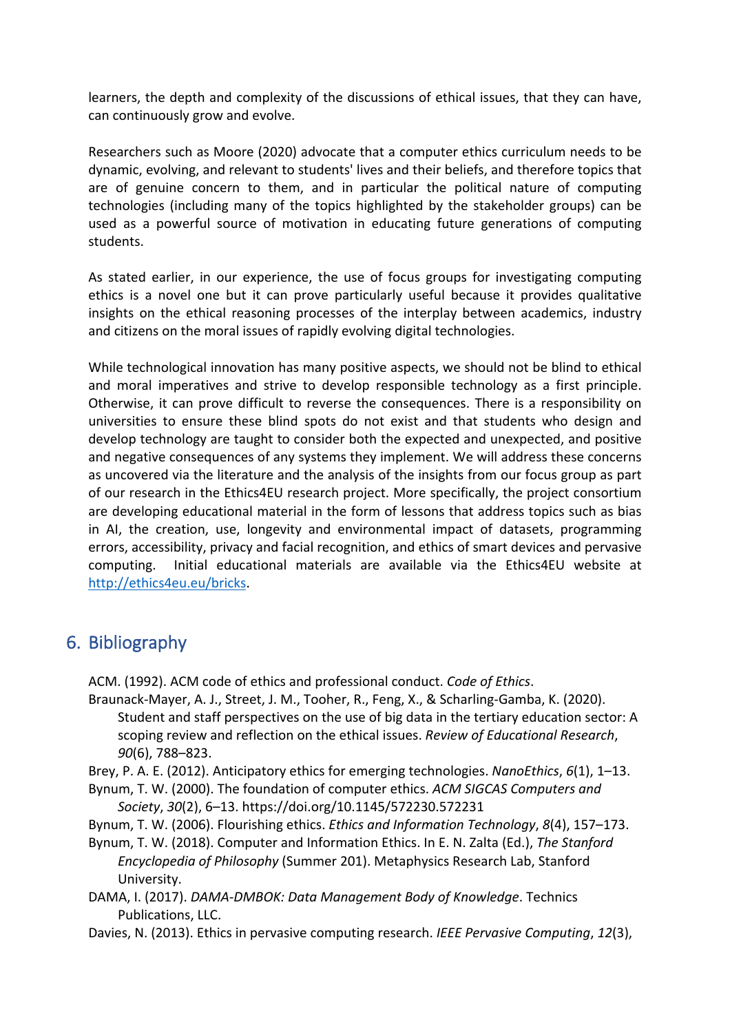learners, the depth and complexity of the discussions of ethical issues, that they can have, can continuously grow and evolve.

Researchers such as Moore (2020) advocate that a computer ethics curriculum needs to be dynamic, evolving, and relevant to students' lives and their beliefs, and therefore topics that are of genuine concern to them, and in particular the political nature of computing technologies (including many of the topics highlighted by the stakeholder groups) can be used as a powerful source of motivation in educating future generations of computing students.

As stated earlier, in our experience, the use of focus groups for investigating computing ethics is a novel one but it can prove particularly useful because it provides qualitative insights on the ethical reasoning processes of the interplay between academics, industry and citizens on the moral issues of rapidly evolving digital technologies.

While technological innovation has many positive aspects, we should not be blind to ethical and moral imperatives and strive to develop responsible technology as a first principle. Otherwise, it can prove difficult to reverse the consequences. There is a responsibility on universities to ensure these blind spots do not exist and that students who design and develop technology are taught to consider both the expected and unexpected, and positive and negative consequences of any systems they implement. We will address these concerns as uncovered via the literature and the analysis of the insights from our focus group as part of our research in the Ethics4EU research project. More specifically, the project consortium are developing educational material in the form of lessons that address topics such as bias in AI, the creation, use, longevity and environmental impact of datasets, programming errors, accessibility, privacy and facial recognition, and ethics of smart devices and pervasive computing. Initial educational materials are available via the Ethics4EU website at http://ethics4eu.eu/bricks.

## 6. Bibliography

ACM. (1992). ACM code of ethics and professional conduct. *Code of Ethics*.

Braunack-Mayer, A. J., Street, J. M., Tooher, R., Feng, X., & Scharling-Gamba, K. (2020). Student and staff perspectives on the use of big data in the tertiary education sector: A scoping review and reflection on the ethical issues. *Review of Educational Research*, *90*(6), 788–823.

Brey, P. A. E. (2012). Anticipatory ethics for emerging technologies. *NanoEthics*, *6*(1), 1–13.

Bynum, T. W. (2000). The foundation of computer ethics. *ACM SIGCAS Computers and Society*, *30*(2), 6–13. https://doi.org/10.1145/572230.572231

Bynum, T. W. (2006). Flourishing ethics. *Ethics and Information Technology*, *8*(4), 157–173.

Bynum, T. W. (2018). Computer and Information Ethics. In E. N. Zalta (Ed.), *The Stanford Encyclopedia of Philosophy* (Summer 201). Metaphysics Research Lab, Stanford University.

DAMA, I. (2017). *DAMA-DMBOK: Data Management Body of Knowledge*. Technics Publications, LLC.

Davies, N. (2013). Ethics in pervasive computing research. *IEEE Pervasive Computing*, *12*(3),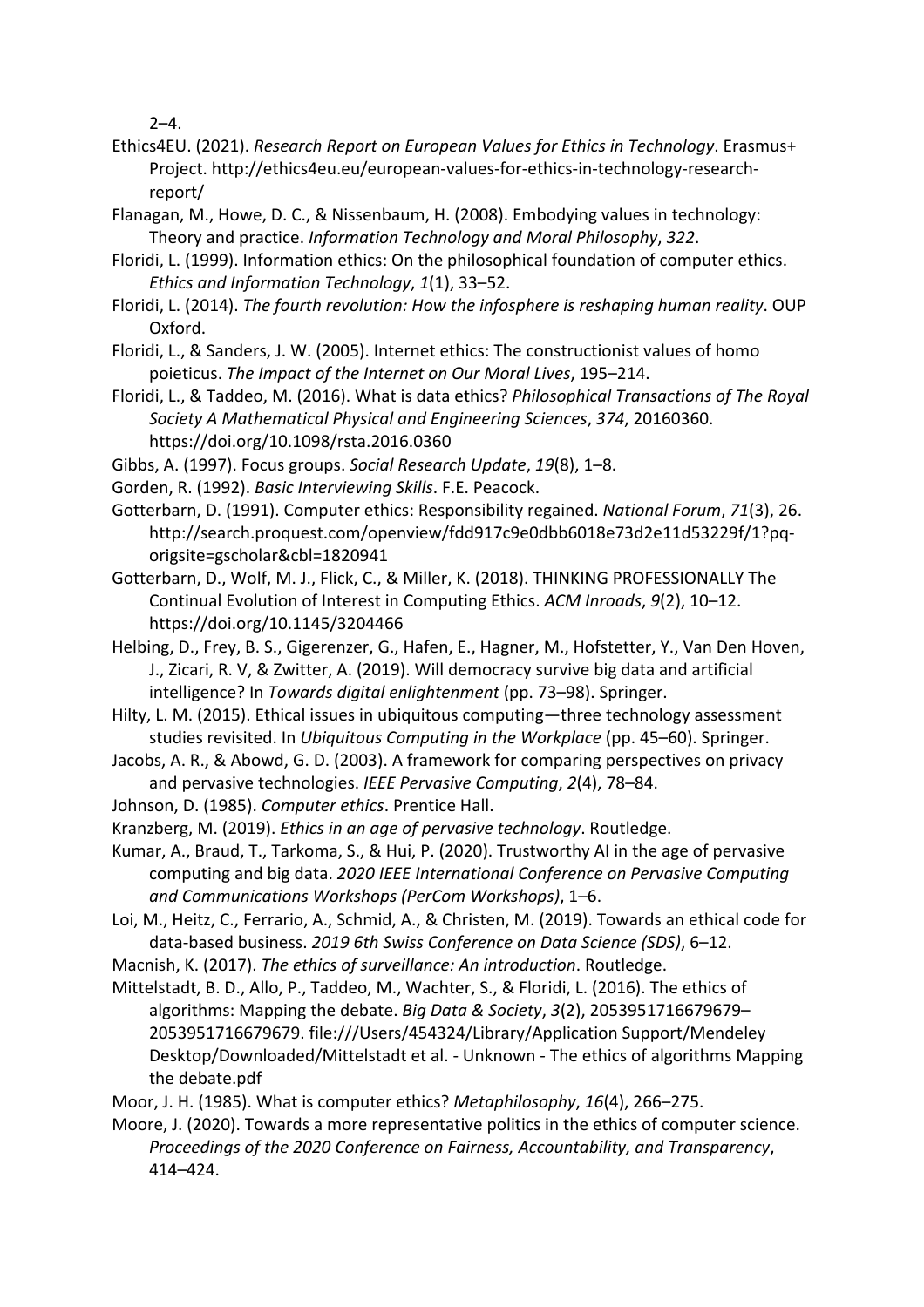2–4.

Ethics4EU. (2021). *Research Report on European Values for Ethics in Technology*. Erasmus+ Project. http://ethics4eu.eu/european-values-for-ethics-in-technology-research-report/

Flanagan, M., Howe, D. C., & Nissenbaum, H. (2008). Embodying values in technology: Theory and practice. *Information Technology and Moral Philosophy*, *322*.

Floridi, L. (1999). Information ethics: On the philosophical foundation of computer ethics. *Ethics and Information Technology*, *1*(1), 33–52.

Floridi, L. (2014). *The fourth revolution: How the infosphere is reshaping human reality*. OUP Oxford.

Floridi, L., & Sanders, J. W. (2005). Internet ethics: The constructionist values of homo poieticus. *The Impact of the Internet on Our Moral Lives*, 195–214.

Floridi, L., & Taddeo, M. (2016). What is data ethics? *Philosophical Transactions of The Royal Society A Mathematical Physical and Engineering Sciences*, *374*, 20160360. https://doi.org/10.1098/rsta.2016.0360

Gibbs, A. (1997). Focus groups. *Social Research Update*, *19*(8), 1–8.

Gorden, R. (1992). *Basic Interviewing Skills*. F.E. Peacock.

Gotterbarn, D. (1991). Computer ethics: Responsibility regained. *National Forum*, *71*(3), 26. http://search.proquest.com/openview/fdd917c9e0dbb6018e73d2e11d53229f/1?pq-origsite=gscholar&cbl=1820941

Gotterbarn, D., Wolf, M. J., Flick, C., & Miller, K. (2018). THINKING PROFESSIONALLY The Continual Evolution of Interest in Computing Ethics. *ACM Inroads*, *9*(2), 10–12. https://doi.org/10.1145/3204466

Helbing, D., Frey, B. S., Gigerenzer, G., Hafen, E., Hagner, M., Hofstetter, Y., Van Den Hoven, J., Zicari, R. V, & Zwitter, A. (2019). Will democracy survive big data and artificial intelligence? In *Towards digital enlightenment* (pp. 73–98). Springer.

Hilty, L. M. (2015). Ethical issues in ubiquitous computing—three technology assessment studies revisited. In *Ubiquitous Computing in the Workplace* (pp. 45–60). Springer.

Jacobs, A. R., & Abowd, G. D. (2003). A framework for comparing perspectives on privacy and pervasive technologies. *IEEE Pervasive Computing*, *2*(4), 78–84.

Johnson, D. (1985). *Computer ethics*. Prentice Hall.

Kranzberg, M. (2019). *Ethics in an age of pervasive technology*. Routledge.

Kumar, A., Braud, T., Tarkoma, S., & Hui, P. (2020). Trustworthy AI in the age of pervasive computing and big data. *2020 IEEE International Conference on Pervasive Computing and Communications Workshops (PerCom Workshops)*, 1–6.

Loi, M., Heitz, C., Ferrario, A., Schmid, A., & Christen, M. (2019). Towards an ethical code for data-based business. *2019 6th Swiss Conference on Data Science (SDS)*, 6–12.

Macnish, K. (2017). *The ethics of surveillance: An introduction*. Routledge.

Mittelstadt, B. D., Allo, P., Taddeo, M., Wachter, S., & Floridi, L. (2016). The ethics of algorithms: Mapping the debate. *Big Data & Society*, *3*(2), 2053951716679679–2053951716679679. file:///Users/454324/Library/Application Support/Mendeley Desktop/Downloaded/Mittelstadt et al. - Unknown - The ethics of algorithms Mapping the debate.pdf

Moor, J. H. (1985). What is computer ethics? *Metaphilosophy*, *16*(4), 266–275.

Moore, J. (2020). Towards a more representative politics in the ethics of computer science. *Proceedings of the 2020 Conference on Fairness, Accountability, and Transparency*, 414–424.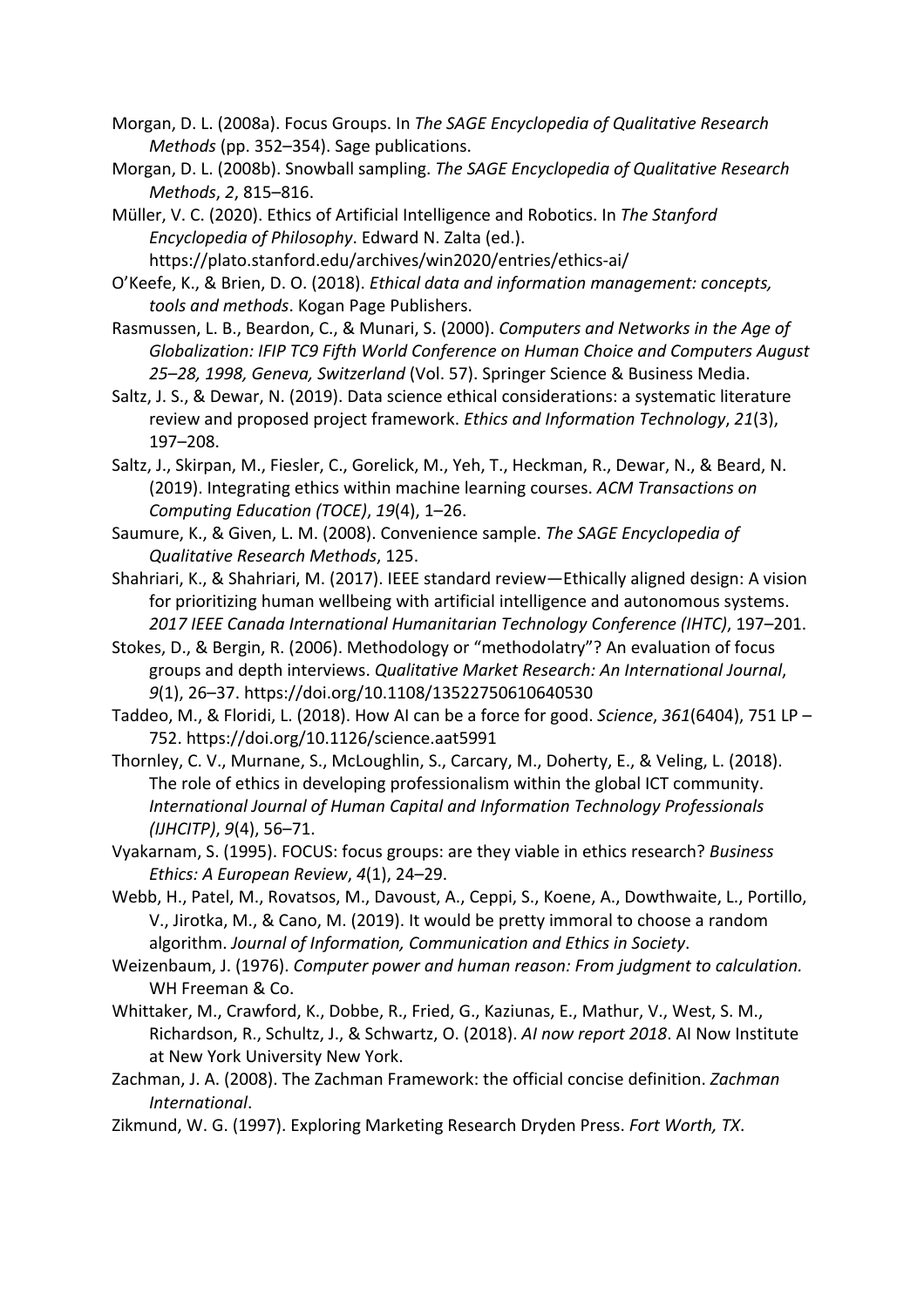Morgan, D. L. (2008a). Focus Groups. In *The SAGE Encyclopedia of Qualitative Research Methods* (pp. 352–354). Sage publications.

Morgan, D. L. (2008b). Snowball sampling. *The SAGE Encyclopedia of Qualitative Research Methods*, *2*, 815–816.

Müller, V. C. (2020). Ethics of Artificial Intelligence and Robotics. In *The Stanford Encyclopedia of Philosophy*. Edward N. Zalta (ed.). https://plato.stanford.edu/archives/win2020/entries/ethics-ai/

O'Keefe, K., & Brien, D. O. (2018). *Ethical data and information management: concepts, tools and methods*. Kogan Page Publishers.

Rasmussen, L. B., Beardon, C., & Munari, S. (2000). *Computers and Networks in the Age of Globalization: IFIP TC9 Fifth World Conference on Human Choice and Computers August 25–28, 1998, Geneva, Switzerland* (Vol. 57). Springer Science & Business Media.

Saltz, J. S., & Dewar, N. (2019). Data science ethical considerations: a systematic literature review and proposed project framework. *Ethics and Information Technology*, *21*(3), 197–208.

Saltz, J., Skirpan, M., Fiesler, C., Gorelick, M., Yeh, T., Heckman, R., Dewar, N., & Beard, N. (2019). Integrating ethics within machine learning courses. *ACM Transactions on Computing Education (TOCE)*, *19*(4), 1–26.

Saumure, K., & Given, L. M. (2008). Convenience sample. *The SAGE Encyclopedia of Qualitative Research Methods*, 125.

Shahriari, K., & Shahriari, M. (2017). IEEE standard review—Ethically aligned design: A vision for prioritizing human wellbeing with artificial intelligence and autonomous systems. *2017 IEEE Canada International Humanitarian Technology Conference (IHTC)*, 197–201.

Stokes, D., & Bergin, R. (2006). Methodology or "methodolatry"? An evaluation of focus groups and depth interviews. *Qualitative Market Research: An International Journal*, *9*(1), 26–37. https://doi.org/10.1108/13522750610640530

Taddeo, M., & Floridi, L. (2018). How AI can be a force for good. *Science*, *361*(6404), 751 LP – 752. https://doi.org/10.1126/science.aat5991

Thornley, C. V., Murnane, S., McLoughlin, S., Carcary, M., Doherty, E., & Veling, L. (2018). The role of ethics in developing professionalism within the global ICT community. *International Journal of Human Capital and Information Technology Professionals (IJHCITP)*, *9*(4), 56–71.

Vyakarnam, S. (1995). FOCUS: focus groups: are they viable in ethics research? *Business Ethics: A European Review*, *4*(1), 24–29.

Webb, H., Patel, M., Rovatsos, M., Davoust, A., Ceppi, S., Koene, A., Dowthwaite, L., Portillo, V., Jirotka, M., & Cano, M. (2019). It would be pretty immoral to choose a random algorithm. *Journal of Information, Communication and Ethics in Society*.

Weizenbaum, J. (1976). *Computer power and human reason: From judgment to calculation.* WH Freeman & Co.

Whittaker, M., Crawford, K., Dobbe, R., Fried, G., Kaziunas, E., Mathur, V., West, S. M., Richardson, R., Schultz, J., & Schwartz, O. (2018). *AI now report 2018*. AI Now Institute at New York University New York.

Zachman, J. A. (2008). The Zachman Framework: the official concise definition. *Zachman International*.

Zikmund, W. G. (1997). Exploring Marketing Research Dryden Press. *Fort Worth, TX*.